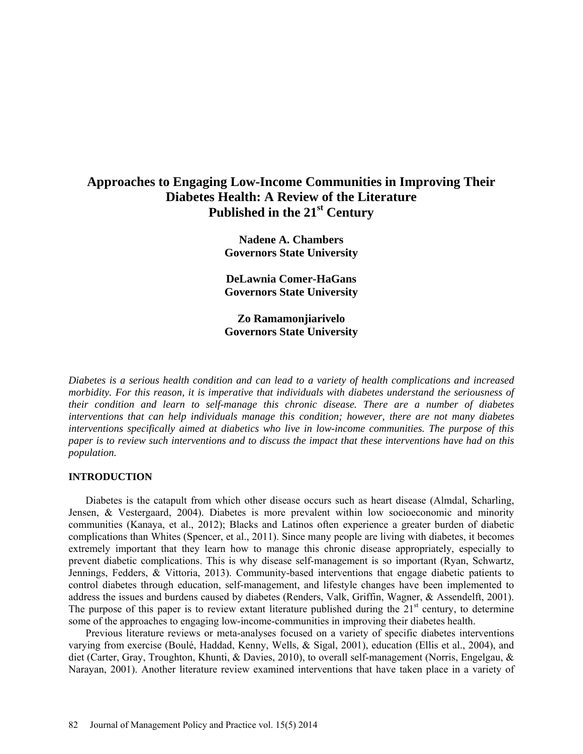# Approaches to Engaging Low-Income Communities in Improving Their Diabetes Health: A Review of the Literature Published in the 21st Century

**Nadene A. Chambers**
**Governors State University**

**DeLawnia Comer-HaGans**
**Governors State University**

**Zo Ramamonjiarivelo**
**Governors State University**

*Diabetes is a serious health condition and can lead to a variety of health complications and increased morbidity. For this reason, it is imperative that individuals with diabetes understand the seriousness of their condition and learn to self-manage this chronic disease. There are a number of diabetes interventions that can help individuals manage this condition; however, there are not many diabetes interventions specifically aimed at diabetics who live in low-income communities. The purpose of this paper is to review such interventions and to discuss the impact that these interventions have had on this population.*

## INTRODUCTION

Diabetes is the catapult from which other disease occurs such as heart disease (Almdal, Scharling, Jensen, & Vestergaard, 2004). Diabetes is more prevalent within low socioeconomic and minority communities (Kanaya, et al., 2012); Blacks and Latinos often experience a greater burden of diabetic complications than Whites (Spencer, et al., 2011). Since many people are living with diabetes, it becomes extremely important that they learn how to manage this chronic disease appropriately, especially to prevent diabetic complications. This is why disease self-management is so important (Ryan, Schwartz, Jennings, Fedders, & Vittoria, 2013). Community-based interventions that engage diabetic patients to control diabetes through education, self-management, and lifestyle changes have been implemented to address the issues and burdens caused by diabetes (Renders, Valk, Griffin, Wagner, & Assendelft, 2001). The purpose of this paper is to review extant literature published during the 21st century, to determine some of the approaches to engaging low-income-communities in improving their diabetes health.

Previous literature reviews or meta-analyses focused on a variety of specific diabetes interventions varying from exercise (Boulé, Haddad, Kenny, Wells, & Sigal, 2001), education (Ellis et al., 2004), and diet (Carter, Gray, Troughton, Khunti, & Davies, 2010), to overall self-management (Norris, Engelgau, & Narayan, 2001). Another literature review examined interventions that have taken place in a variety of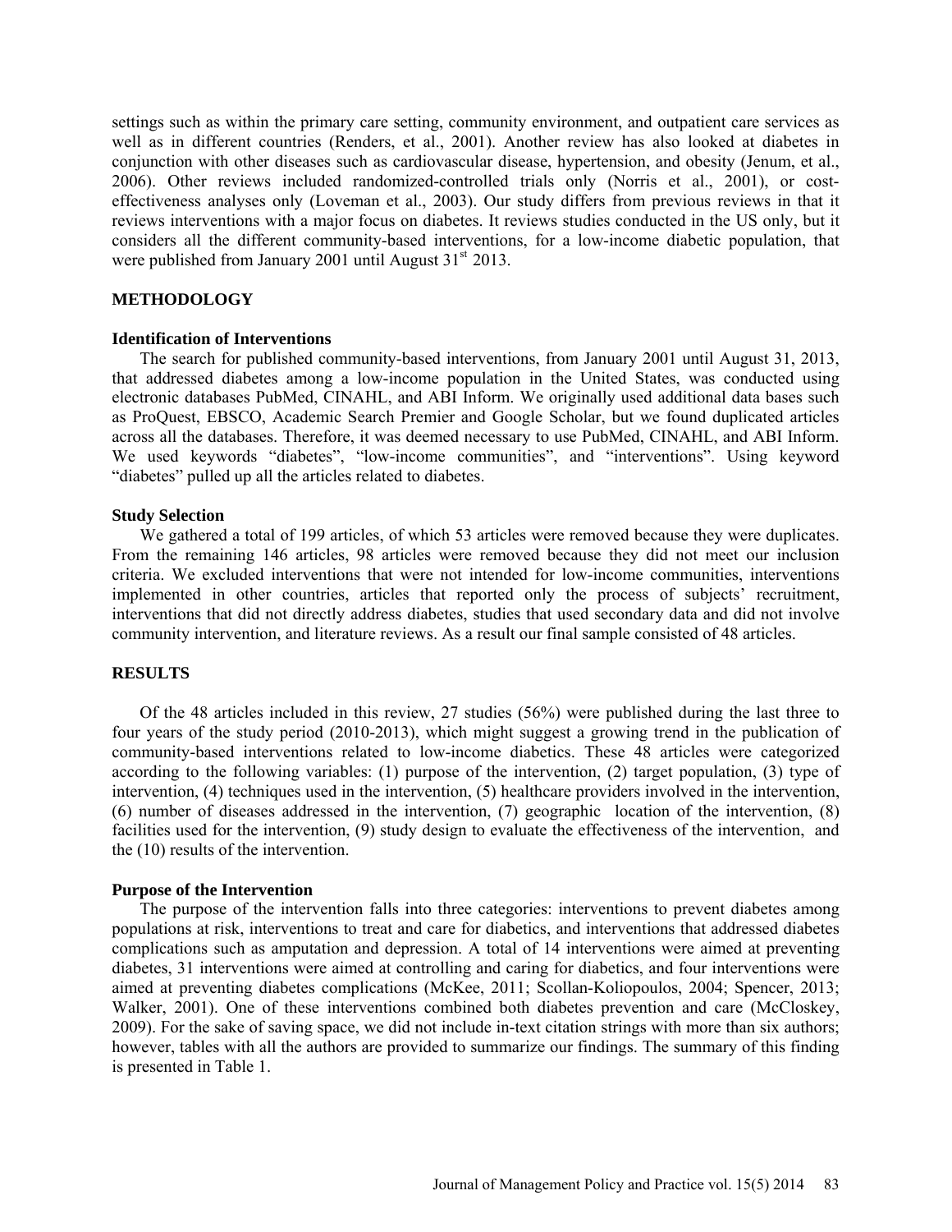settings such as within the primary care setting, community environment, and outpatient care services as well as in different countries (Renders, et al., 2001). Another review has also looked at diabetes in conjunction with other diseases such as cardiovascular disease, hypertension, and obesity (Jenum, et al., 2006). Other reviews included randomized-controlled trials only (Norris et al., 2001), or cost-effectiveness analyses only (Loveman et al., 2003). Our study differs from previous reviews in that it reviews interventions with a major focus on diabetes. It reviews studies conducted in the US only, but it considers all the different community-based interventions, for a low-income diabetic population, that were published from January 2001 until August 31st 2013.

## METHODOLOGY

### Identification of Interventions

The search for published community-based interventions, from January 2001 until August 31, 2013, that addressed diabetes among a low-income population in the United States, was conducted using electronic databases PubMed, CINAHL, and ABI Inform. We originally used additional data bases such as ProQuest, EBSCO, Academic Search Premier and Google Scholar, but we found duplicated articles across all the databases. Therefore, it was deemed necessary to use PubMed, CINAHL, and ABI Inform. We used keywords "diabetes", "low-income communities", and "interventions". Using keyword "diabetes" pulled up all the articles related to diabetes.

### Study Selection

We gathered a total of 199 articles, of which 53 articles were removed because they were duplicates. From the remaining 146 articles, 98 articles were removed because they did not meet our inclusion criteria. We excluded interventions that were not intended for low-income communities, interventions implemented in other countries, articles that reported only the process of subjects' recruitment, interventions that did not directly address diabetes, studies that used secondary data and did not involve community intervention, and literature reviews. As a result our final sample consisted of 48 articles.

## RESULTS

Of the 48 articles included in this review, 27 studies (56%) were published during the last three to four years of the study period (2010-2013), which might suggest a growing trend in the publication of community-based interventions related to low-income diabetics. These 48 articles were categorized according to the following variables: (1) purpose of the intervention, (2) target population, (3) type of intervention, (4) techniques used in the intervention, (5) healthcare providers involved in the intervention, (6) number of diseases addressed in the intervention, (7) geographic location of the intervention, (8) facilities used for the intervention, (9) study design to evaluate the effectiveness of the intervention, and the (10) results of the intervention.

### Purpose of the Intervention

The purpose of the intervention falls into three categories: interventions to prevent diabetes among populations at risk, interventions to treat and care for diabetics, and interventions that addressed diabetes complications such as amputation and depression. A total of 14 interventions were aimed at preventing diabetes, 31 interventions were aimed at controlling and caring for diabetics, and four interventions were aimed at preventing diabetes complications (McKee, 2011; Scollan-Koliopoulos, 2004; Spencer, 2013; Walker, 2001). One of these interventions combined both diabetes prevention and care (McCloskey, 2009). For the sake of saving space, we did not include in-text citation strings with more than six authors; however, tables with all the authors are provided to summarize our findings. The summary of this finding is presented in Table 1.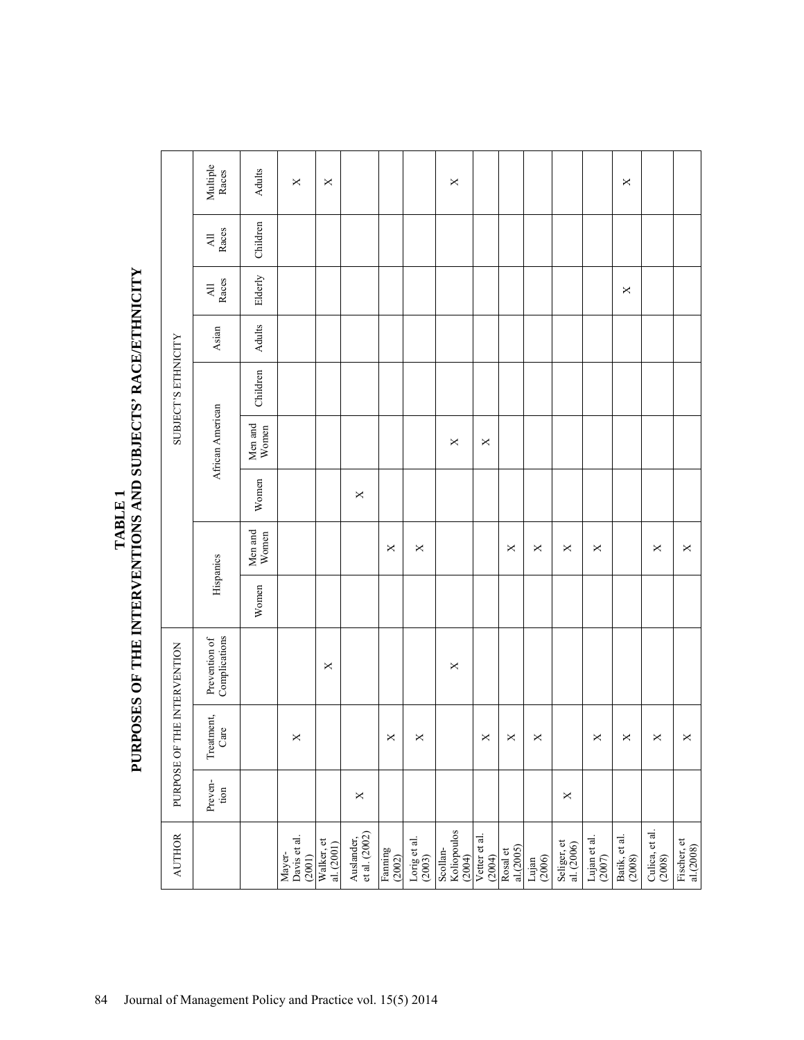# TABLE 1
## PURPOSES OF THE INTERVENTIONS AND SUBJECTS' RACE/ETHNICITY

| AUTHOR | PURPOSE OF THE INTERVENTION | | | SUBJECT'S ETHNICITY | | | | | | | | |
|---|---|---|---|---|---|---|---|---|---|---|---|---|
| | Preven-tion | Treatment, Care | Prevention of Complications | Hispanics | | African American | | | Asian | All Races | All Races | Multiple Races |
| | | | | Women | Men and Women | Women | Men and Women | Children | Adults | Elderly | Children | Adults |
| Mayer-Davis et al. (2001) | | X | | | | | | | | | | X |
| Walker, et al. (2001) | | | X | | | | | | | | | X |
| Auslander, et al. (2002) | X | | | | | X | | | | | | |
| Fanning (2002) | | X | | | X | | | | | | | |
| Lorig et al. (2003) | | X | | | X | | | | | | | |
| Scollan-Koliopoulos (2004) | | | X | | | | X | | | | | X |
| Vetter et al. (2004) | | X | | | | | X | | | | | |
| Rosal et al.(2005) | | X | | | X | | | | | | | |
| Lujan (2006) | | X | | | X | | | | | | | |
| Seliger, et al. (2006) | X | | | | X | | | | | | | |
| Lujan et al. (2007) | | X | | | X | | | | | | | |
| Batik, et al. (2008) | | X | | | | | | | | X | | X |
| Culica, et al. (2008) | | X | | | X | | | | | | | |
| Fischer, et al.(2008) | | X | | | X | | | | | | | |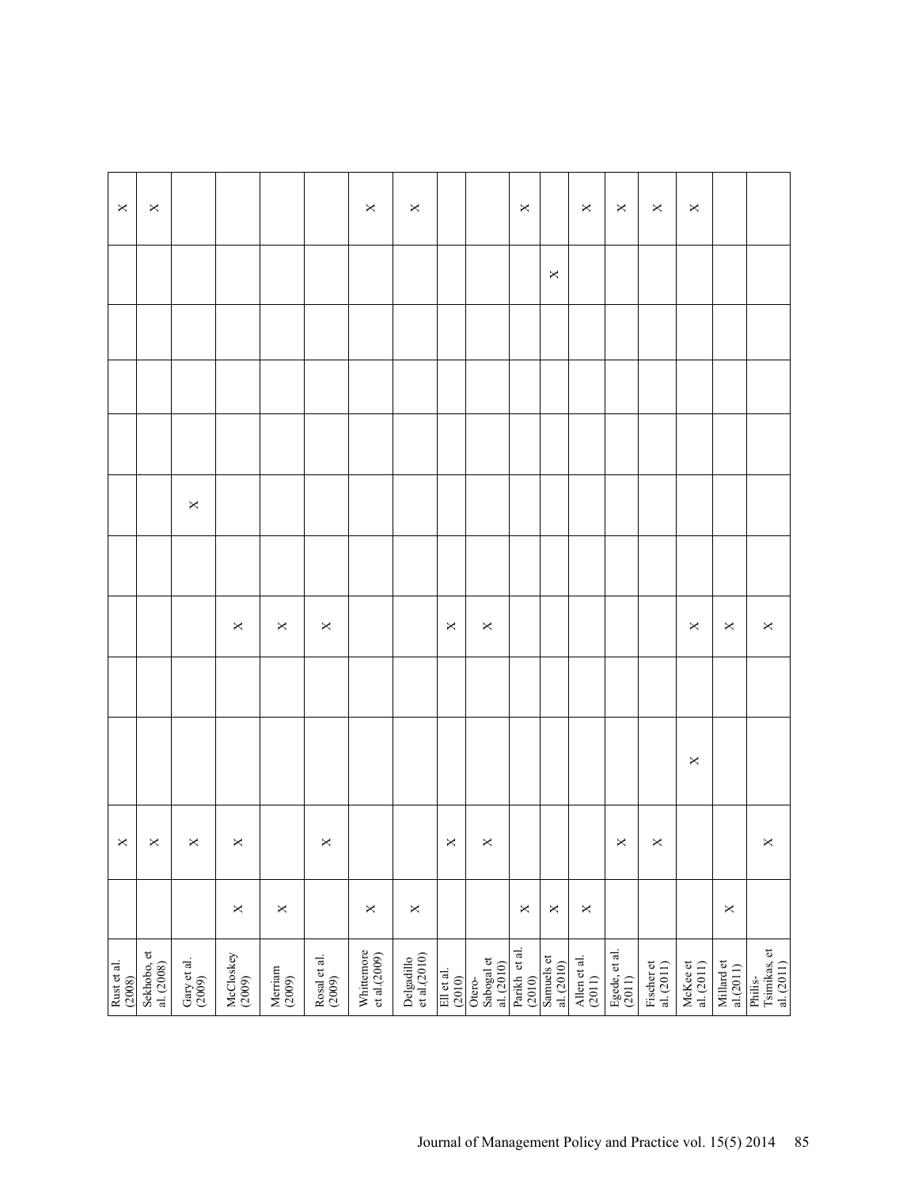| | | | | | | | | | | | | |
|---|---|---|---|---|---|---|---|---|---|---|---|---|
| Rust et al. (2008) | | X | | | | | | | | | | X |
| Sekhobo, et al. (2008) | | X | | | | | | | | | | X |
| Gary et al. (2009) | | X | | | | | X | | | | | |
| McCloskey (2009) | X | X | | | X | | | | | | | |
| Merriam (2009) | X | | | | X | | | | | | | |
| Rosal et al. (2009) | | X | | | X | | | | | | | |
| Whittemore et al.(2009) | X | | | | | | | | | | | X |
| Delgadillo et al.(2010) | X | | | | | | | | | | | X |
| Ell et al. (2010) | | X | | | X | | | | | | | |
| Otero-Sabogal et al. (2010) | | X | | | X | | | | | | | |
| Parikh et al. (2010) | X | | | | | | | | | | | X |
| Samuels et al. (2010) | X | | | | | | | | | | X | |
| Allen et al. (2011) | X | | | | | | | | | | | X |
| Egede, et al. (2011) | | X | | | | | | | | | | X |
| Fischer et al. (2011) | | X | | | | | | | | | | X |
| McKee et al. (2011) | | | X | | X | | | | | | | X |
| Millard et al.(2011) | X | | | | X | | | | | | | |
| Philis-Tsimikas, et al. (2011) | | X | | | X | | | | | | | |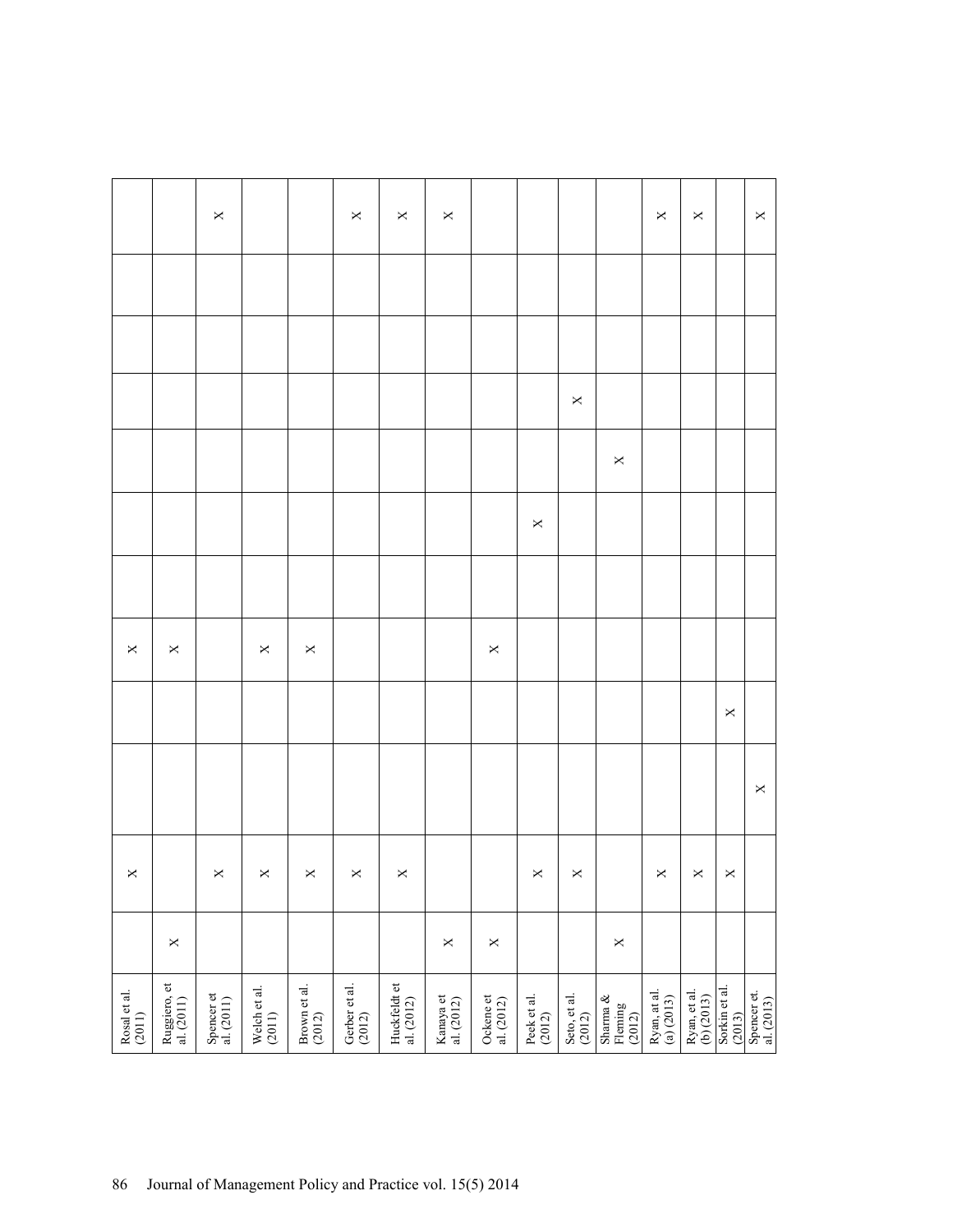| | | | | | | | | | | | | |
|---|---|---|---|---|---|---|---|---|---|---|---|---|
| Rosal et al. (2011) | | X | | | X | | | | | | | |
| Ruggiero, et al. (2011) | X | | | | X | | | | | | | |
| Spencer et al. (2011) | | X | | | | | | | | | | X |
| Welch et al. (2011) | | X | | | X | | | | | | | |
| Brown et al. (2012) | | X | | | X | | | | | | | |
| Gerber et al. (2012) | | X | | | | | | | | | | X |
| Huckfeldt et al. (2012) | | X | | | | | | | | | | X |
| Kanaya et al. (2012) | X | | | | | | | | | | | X |
| Ockene et al. (2012) | X | | | | X | | | | | | | |
| Peek et al. (2012) | | X | | | | | X | | | | | |
| Seto, et al. (2012) | | X | | | | | | | X | | | |
| Sharma & Fleming (2012) | X | | | | | | | X | | | | |
| Ryan, at al. (a) (2013) | | X | | | | | | | | | | X |
| Ryan, et al. (b) (2013) | | X | | | | | | | | | | X |
| Sorkin et al. (2013) | | X | | X | | | | | | | | |
| Spencer et. al. (2013) | | | X | | | | | | | | | X |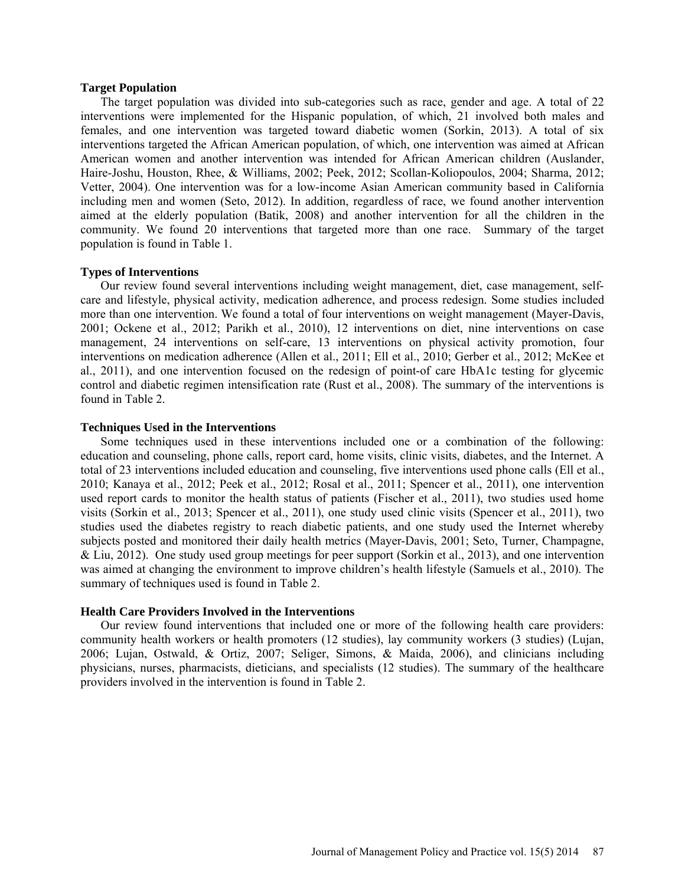### Target Population

The target population was divided into sub-categories such as race, gender and age. A total of 22 interventions were implemented for the Hispanic population, of which, 21 involved both males and females, and one intervention was targeted toward diabetic women (Sorkin, 2013). A total of six interventions targeted the African American population, of which, one intervention was aimed at African American women and another intervention was intended for African American children (Auslander, Haire-Joshu, Houston, Rhee, & Williams, 2002; Peek, 2012; Scollan-Koliopoulos, 2004; Sharma, 2012; Vetter, 2004). One intervention was for a low-income Asian American community based in California including men and women (Seto, 2012). In addition, regardless of race, we found another intervention aimed at the elderly population (Batik, 2008) and another intervention for all the children in the community. We found 20 interventions that targeted more than one race. Summary of the target population is found in Table 1.

### Types of Interventions

Our review found several interventions including weight management, diet, case management, self-care and lifestyle, physical activity, medication adherence, and process redesign. Some studies included more than one intervention. We found a total of four interventions on weight management (Mayer-Davis, 2001; Ockene et al., 2012; Parikh et al., 2010), 12 interventions on diet, nine interventions on case management, 24 interventions on self-care, 13 interventions on physical activity promotion, four interventions on medication adherence (Allen et al., 2011; Ell et al., 2010; Gerber et al., 2012; McKee et al., 2011), and one intervention focused on the redesign of point-of care HbA1c testing for glycemic control and diabetic regimen intensification rate (Rust et al., 2008). The summary of the interventions is found in Table 2.

### Techniques Used in the Interventions

Some techniques used in these interventions included one or a combination of the following: education and counseling, phone calls, report card, home visits, clinic visits, diabetes, and the Internet. A total of 23 interventions included education and counseling, five interventions used phone calls (Ell et al., 2010; Kanaya et al., 2012; Peek et al., 2012; Rosal et al., 2011; Spencer et al., 2011), one intervention used report cards to monitor the health status of patients (Fischer et al., 2011), two studies used home visits (Sorkin et al., 2013; Spencer et al., 2011), one study used clinic visits (Spencer et al., 2011), two studies used the diabetes registry to reach diabetic patients, and one study used the Internet whereby subjects posted and monitored their daily health metrics (Mayer-Davis, 2001; Seto, Turner, Champagne, & Liu, 2012). One study used group meetings for peer support (Sorkin et al., 2013), and one intervention was aimed at changing the environment to improve children's health lifestyle (Samuels et al., 2010). The summary of techniques used is found in Table 2.

### Health Care Providers Involved in the Interventions

Our review found interventions that included one or more of the following health care providers: community health workers or health promoters (12 studies), lay community workers (3 studies) (Lujan, 2006; Lujan, Ostwald, & Ortiz, 2007; Seliger, Simons, & Maida, 2006), and clinicians including physicians, nurses, pharmacists, dieticians, and specialists (12 studies). The summary of the healthcare providers involved in the intervention is found in Table 2.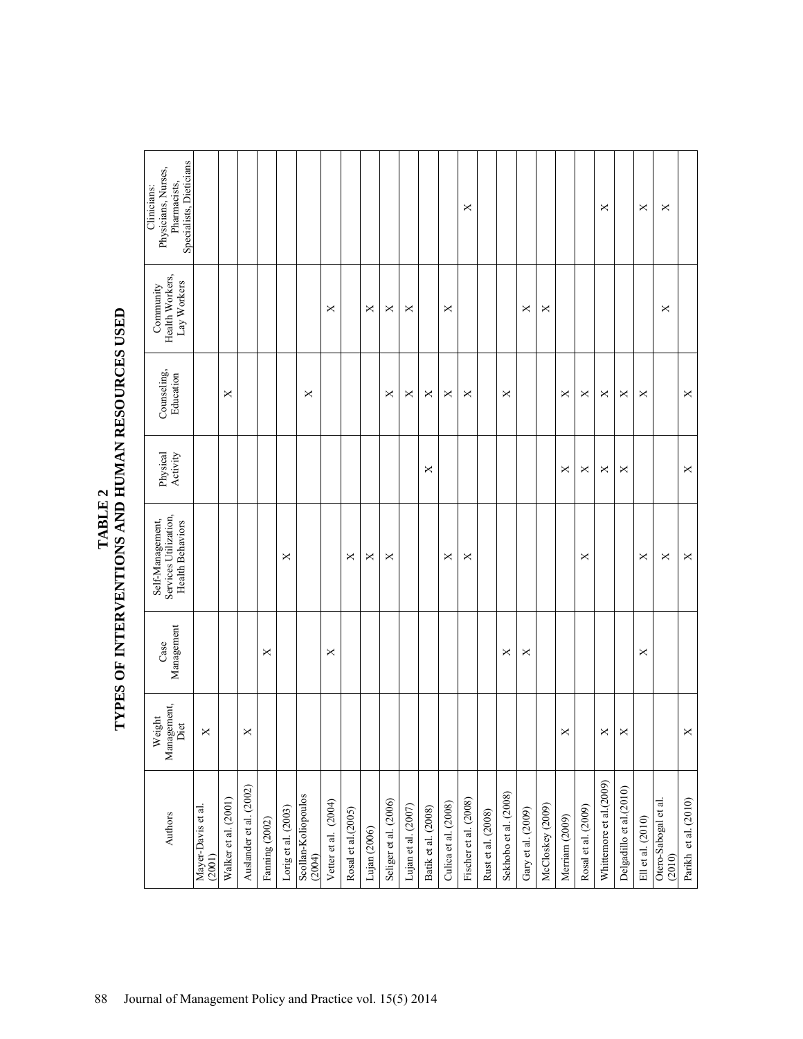## TABLE 2
## TYPES OF INTERVENTIONS AND HUMAN RESOURCES USED

| Authors | Weight Management, Diet | Case Management | Self-Management, Services Utilization, Health Behaviors | Physical Activity | Counseling, Education | Community Health Workers, Lay Workers | Clinicians: Physicians, Nurses, Pharmacists, Specialists, Dieticians |
|---|---|---|---|---|---|---|---|
| Mayer-Davis et al. (2001) | X | | | | | | |
| Walker et al. (2001) | | | | | X | | |
| Auslander et al. (2002) | X | | | | | | |
| Fanning (2002) | | X | | | | | |
| Lorig et al. (2003) | | | X | | | | |
| Scollan-Koliopoulos (2004) | | | | | X | | |
| Vetter et al. (2004) | | X | | | | X | |
| Rosal et al.(2005) | | | X | | | | |
| Lujan (2006) | | | X | | | X | |
| Seliger et al. (2006) | | | X | | X | X | |
| Lujan et al. (2007) | | | | | X | X | |
| Batik et al. (2008) | | | | X | X | | |
| Culica et al. (2008) | | | X | | X | X | |
| Fischer et al. (2008) | | | X | | X | | X |
| Rust et al. (2008) | | | | | | | |
| Sekhobo et al. (2008) | | X | | | X | | |
| Gary et al. (2009) | | X | | | | X | |
| McCloskey (2009) | | | | | | X | |
| Merriam (2009) | X | | | X | X | | |
| Rosal et al. (2009) | | | X | X | X | | |
| Whittemore et al.(2009) | X | | | X | X | | X |
| Delgadillo et al.(2010) | X | | | X | X | | |
| Ell et al. (2010) | | X | X | | X | | X |
| Otero-Sabogal et al. (2010) | | | X | | | X | X |
| Parikh et al. (2010) | X | | X | X | X | | |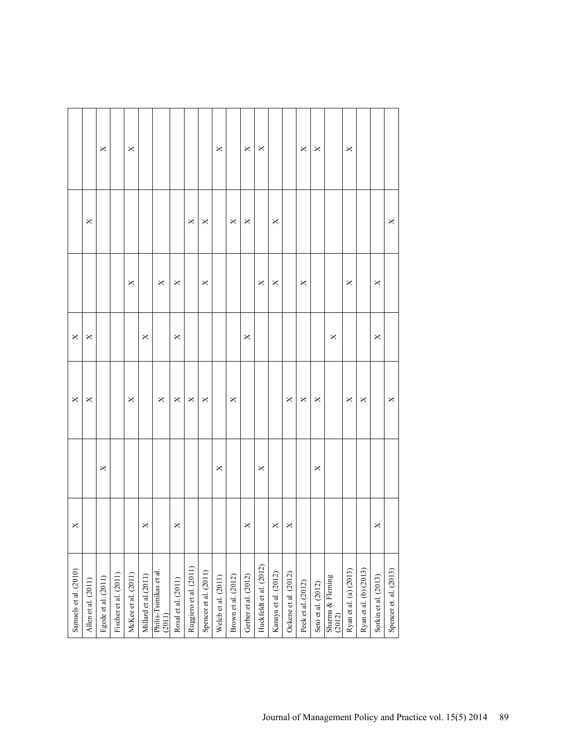| | | | | | | | |
|---|---|---|---|---|---|---|---|
| Samuels et al. (2010) | X | | X | X | | | |
| Allen et al. (2011) | | | X | X | | X | |
| Egede et al. (2011) | | X | | | | | X |
| Fischer et al. (2011) | | | | | | | |
| McKee et al. (2011) | | | X | | X | | X |
| Millard et al.(2011) | X | | | X | | | |
| Philis-Tsimikas et al. (2011) | | | X | | X | | |
| Rosal et al. (2011) | X | | X | X | X | | |
| Ruggiero et al. (2011) | | | X | | | X | |
| Spencer et al. (2011) | | | X | | X | X | |
| Welch et al. (2011) | | X | | | | | X |
| Brown et al. (2012) | | | X | | | X | |
| Gerber et al. (2012) | X | | | X | | X | X |
| Huckfeldt et al. (2012) | | X | | | X | | X |
| Kanaya et al. (2012) | X | | | | X | X | |
| Ockene et al. (2012) | X | | X | | | | |
| Peek et al. (2012) | | | X | | X | | X |
| Seto et al. (2012) | | X | X | | | | X |
| Sharma & Fleming (2012) | | | | X | | | |
| Ryan et al. (a) (2013) | | | X | | X | | X |
| Ryan et al. (b) (2013) | | | X | | | | |
| Sorkin et al. (2013) | X | | | X | X | | |
| Spencer et. al. (2013) | | | X | | | X | |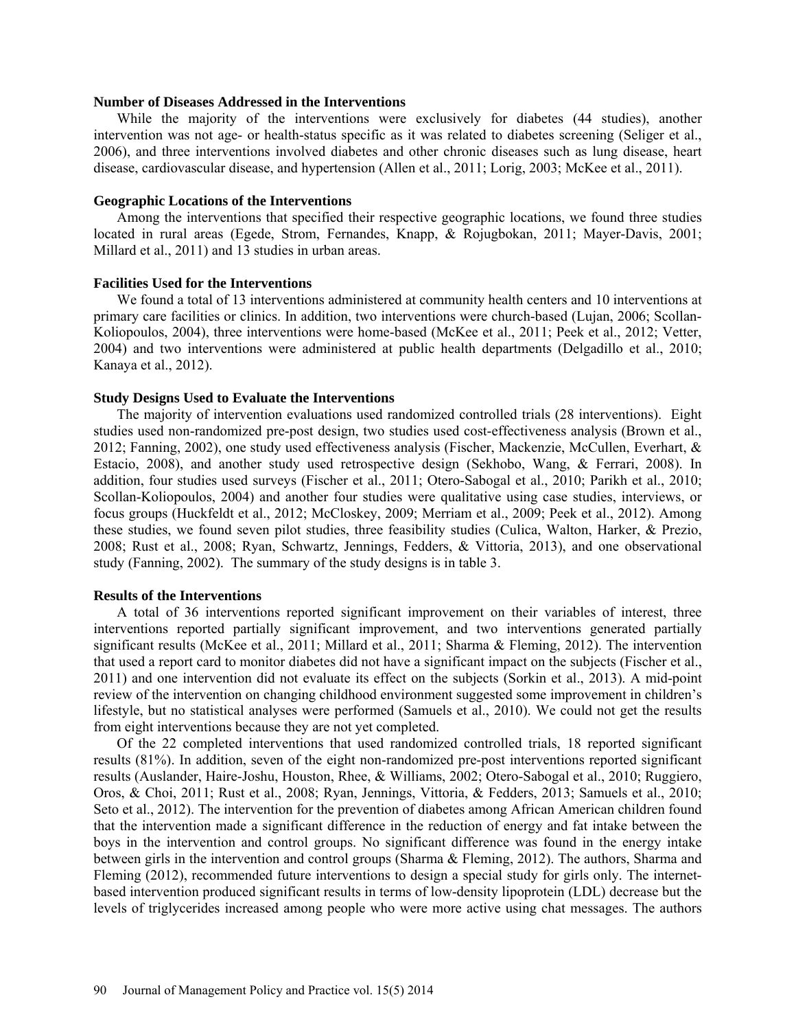### Number of Diseases Addressed in the Interventions

While the majority of the interventions were exclusively for diabetes (44 studies), another intervention was not age- or health-status specific as it was related to diabetes screening (Seliger et al., 2006), and three interventions involved diabetes and other chronic diseases such as lung disease, heart disease, cardiovascular disease, and hypertension (Allen et al., 2011; Lorig, 2003; McKee et al., 2011).

### Geographic Locations of the Interventions

Among the interventions that specified their respective geographic locations, we found three studies located in rural areas (Egede, Strom, Fernandes, Knapp, & Rojugbokan, 2011; Mayer-Davis, 2001; Millard et al., 2011) and 13 studies in urban areas.

### Facilities Used for the Interventions

We found a total of 13 interventions administered at community health centers and 10 interventions at primary care facilities or clinics. In addition, two interventions were church-based (Lujan, 2006; Scollan-Koliopoulos, 2004), three interventions were home-based (McKee et al., 2011; Peek et al., 2012; Vetter, 2004) and two interventions were administered at public health departments (Delgadillo et al., 2010; Kanaya et al., 2012).

### Study Designs Used to Evaluate the Interventions

The majority of intervention evaluations used randomized controlled trials (28 interventions). Eight studies used non-randomized pre-post design, two studies used cost-effectiveness analysis (Brown et al., 2012; Fanning, 2002), one study used effectiveness analysis (Fischer, Mackenzie, McCullen, Everhart, & Estacio, 2008), and another study used retrospective design (Sekhobo, Wang, & Ferrari, 2008). In addition, four studies used surveys (Fischer et al., 2011; Otero-Sabogal et al., 2010; Parikh et al., 2010; Scollan-Koliopoulos, 2004) and another four studies were qualitative using case studies, interviews, or focus groups (Huckfeldt et al., 2012; McCloskey, 2009; Merriam et al., 2009; Peek et al., 2012). Among these studies, we found seven pilot studies, three feasibility studies (Culica, Walton, Harker, & Prezio, 2008; Rust et al., 2008; Ryan, Schwartz, Jennings, Fedders, & Vittoria, 2013), and one observational study (Fanning, 2002). The summary of the study designs is in table 3.

### Results of the Interventions

A total of 36 interventions reported significant improvement on their variables of interest, three interventions reported partially significant improvement, and two interventions generated partially significant results (McKee et al., 2011; Millard et al., 2011; Sharma & Fleming, 2012). The intervention that used a report card to monitor diabetes did not have a significant impact on the subjects (Fischer et al., 2011) and one intervention did not evaluate its effect on the subjects (Sorkin et al., 2013). A mid-point review of the intervention on changing childhood environment suggested some improvement in children's lifestyle, but no statistical analyses were performed (Samuels et al., 2010). We could not get the results from eight interventions because they are not yet completed.

Of the 22 completed interventions that used randomized controlled trials, 18 reported significant results (81%). In addition, seven of the eight non-randomized pre-post interventions reported significant results (Auslander, Haire-Joshu, Houston, Rhee, & Williams, 2002; Otero-Sabogal et al., 2010; Ruggiero, Oros, & Choi, 2011; Rust et al., 2008; Ryan, Jennings, Vittoria, & Fedders, 2013; Samuels et al., 2010; Seto et al., 2012). The intervention for the prevention of diabetes among African American children found that the intervention made a significant difference in the reduction of energy and fat intake between the boys in the intervention and control groups. No significant difference was found in the energy intake between girls in the intervention and control groups (Sharma & Fleming, 2012). The authors, Sharma and Fleming (2012), recommended future interventions to design a special study for girls only. The internet-based intervention produced significant results in terms of low-density lipoprotein (LDL) decrease but the levels of triglycerides increased among people who were more active using chat messages. The authors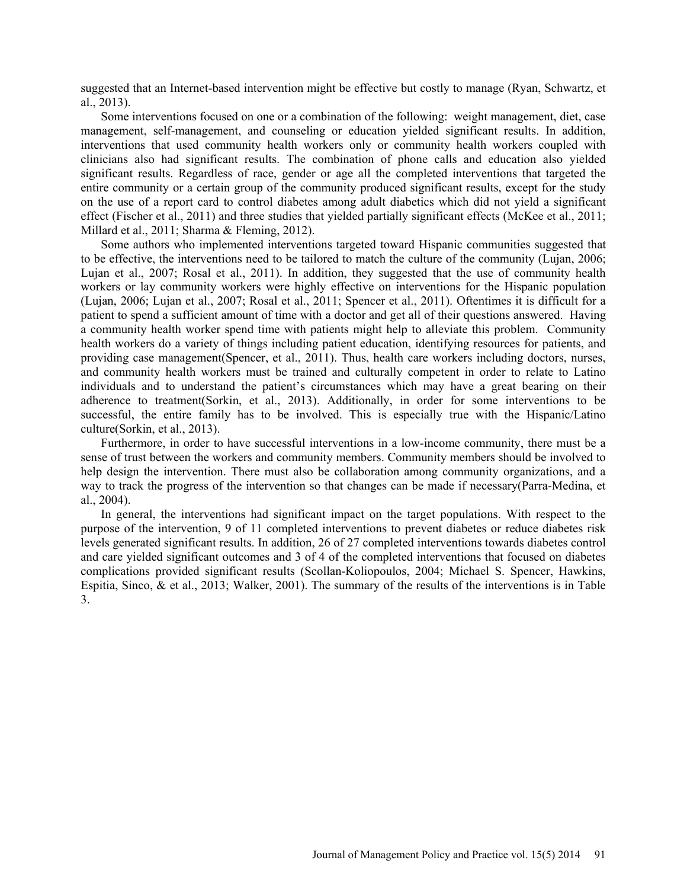suggested that an Internet-based intervention might be effective but costly to manage (Ryan, Schwartz, et al., 2013).

Some interventions focused on one or a combination of the following: weight management, diet, case management, self-management, and counseling or education yielded significant results. In addition, interventions that used community health workers only or community health workers coupled with clinicians also had significant results. The combination of phone calls and education also yielded significant results. Regardless of race, gender or age all the completed interventions that targeted the entire community or a certain group of the community produced significant results, except for the study on the use of a report card to control diabetes among adult diabetics which did not yield a significant effect (Fischer et al., 2011) and three studies that yielded partially significant effects (McKee et al., 2011; Millard et al., 2011; Sharma & Fleming, 2012).

Some authors who implemented interventions targeted toward Hispanic communities suggested that to be effective, the interventions need to be tailored to match the culture of the community (Lujan, 2006; Lujan et al., 2007; Rosal et al., 2011). In addition, they suggested that the use of community health workers or lay community workers were highly effective on interventions for the Hispanic population (Lujan, 2006; Lujan et al., 2007; Rosal et al., 2011; Spencer et al., 2011). Oftentimes it is difficult for a patient to spend a sufficient amount of time with a doctor and get all of their questions answered. Having a community health worker spend time with patients might help to alleviate this problem. Community health workers do a variety of things including patient education, identifying resources for patients, and providing case management(Spencer, et al., 2011). Thus, health care workers including doctors, nurses, and community health workers must be trained and culturally competent in order to relate to Latino individuals and to understand the patient's circumstances which may have a great bearing on their adherence to treatment(Sorkin, et al., 2013). Additionally, in order for some interventions to be successful, the entire family has to be involved. This is especially true with the Hispanic/Latino culture(Sorkin, et al., 2013).

Furthermore, in order to have successful interventions in a low-income community, there must be a sense of trust between the workers and community members. Community members should be involved to help design the intervention. There must also be collaboration among community organizations, and a way to track the progress of the intervention so that changes can be made if necessary(Parra-Medina, et al., 2004).

In general, the interventions had significant impact on the target populations. With respect to the purpose of the intervention, 9 of 11 completed interventions to prevent diabetes or reduce diabetes risk levels generated significant results. In addition, 26 of 27 completed interventions towards diabetes control and care yielded significant outcomes and 3 of 4 of the completed interventions that focused on diabetes complications provided significant results (Scollan-Koliopoulos, 2004; Michael S. Spencer, Hawkins, Espitia, Sinco, & et al., 2013; Walker, 2001). The summary of the results of the interventions is in Table 3.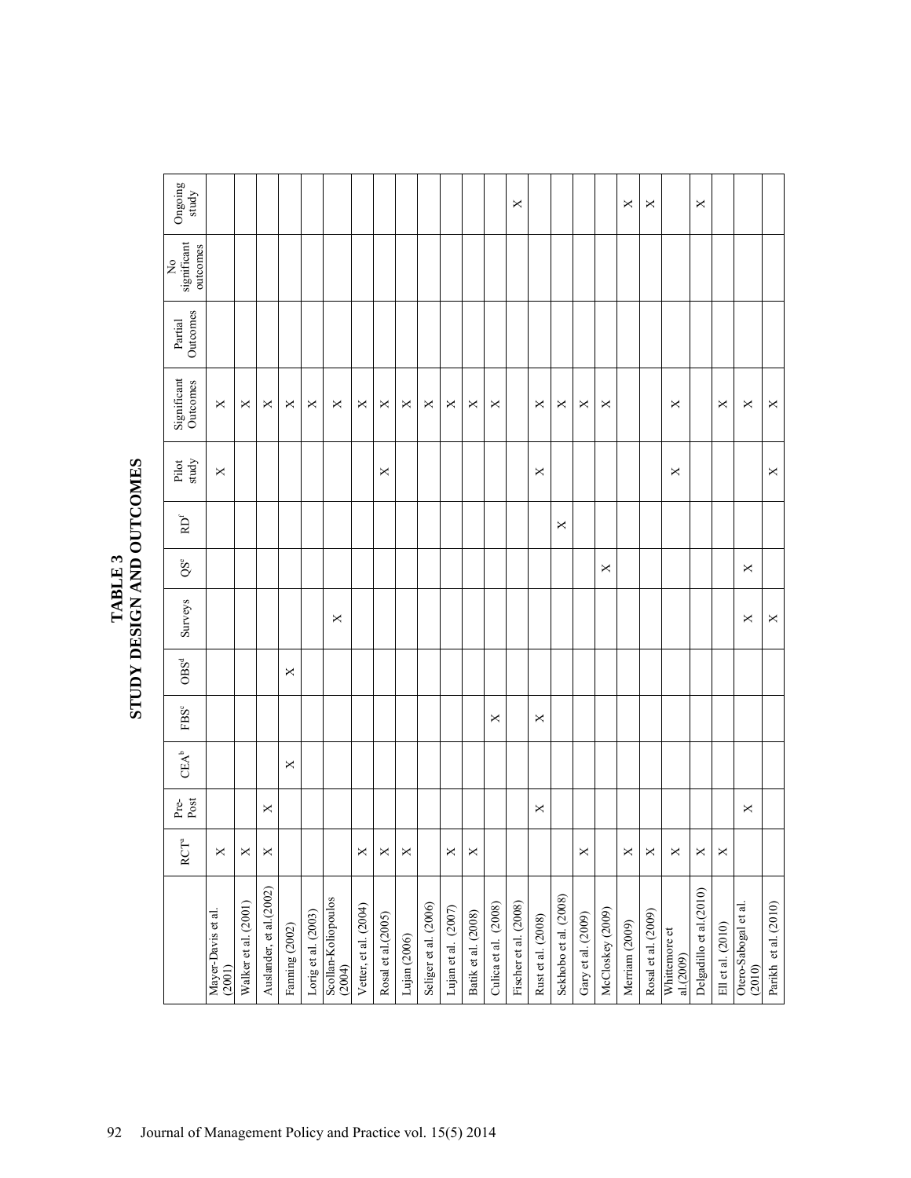# TABLE 3
## STUDY DESIGN AND OUTCOMES

| | RCT[a] | Pre-Post | CEA[b] | FBS[c] | OBS[d] | Surveys | QS[e] | RD[f] | Pilot study | Significant Outcomes | Partial Outcomes | No significant outcomes | Ongoing study |
|---|---|---|---|---|---|---|---|---|---|---|---|---|---|
| Mayer-Davis et al. (2001) | X | | | | | | | | X | X | | | |
| Walker et al. (2001) | X | | | | | | | | | X | | | |
| Auslander, et al.(2002) | X | X | | | | | | | | X | | | |
| Fanning (2002) | | | X | | X | | | | | X | | | |
| Lorig et al. (2003) | | | | | | | | | | X | | | |
| Scollan-Koliopoulos (2004) | | | | | | X | | | | X | | | |
| Vetter, et al. (2004) | X | | | | | | | | | X | | | |
| Rosal et al.(2005) | X | | | | | | | | X | X | | | |
| Lujan (2006) | X | | | | | | | | | X | | | |
| Seliger et al. (2006) | | | | | | | | | | X | | | |
| Lujan et al. (2007) | X | | | | | | | | | X | | | |
| Batik et al. (2008) | X | | | | | | | | | X | | | |
| Culica et al. (2008) | | | | X | | | | | | X | | | |
| Fischer et al. (2008) | | | | | | | | | | | | | X |
| Rust et al. (2008) | | X | | X | | | | | X | X | | | |
| Sekhobo et al. (2008) | | | | | | | | X | | X | | | |
| Gary et al. (2009) | X | | | | | | | | | X | | | |
| McCloskey (2009) | | | | | | | X | | | X | | | |
| Merriam (2009) | X | | | | | | | | | | | | X |
| Rosal et al. (2009) | X | | | | | | | | | | | | X |
| Whittemore et al.(2009) | X | | | | | | | | X | X | | | |
| Delgadillo et al.(2010) | X | | | | | | | | | | | | X |
| Ell et al. (2010) | X | | | | | | | | | X | | | |
| Otero-Sabogal et al. (2010) | | X | | | | X | X | | | X | | | |
| Parikh et al. (2010) | | | | | | X | | | X | X | | | |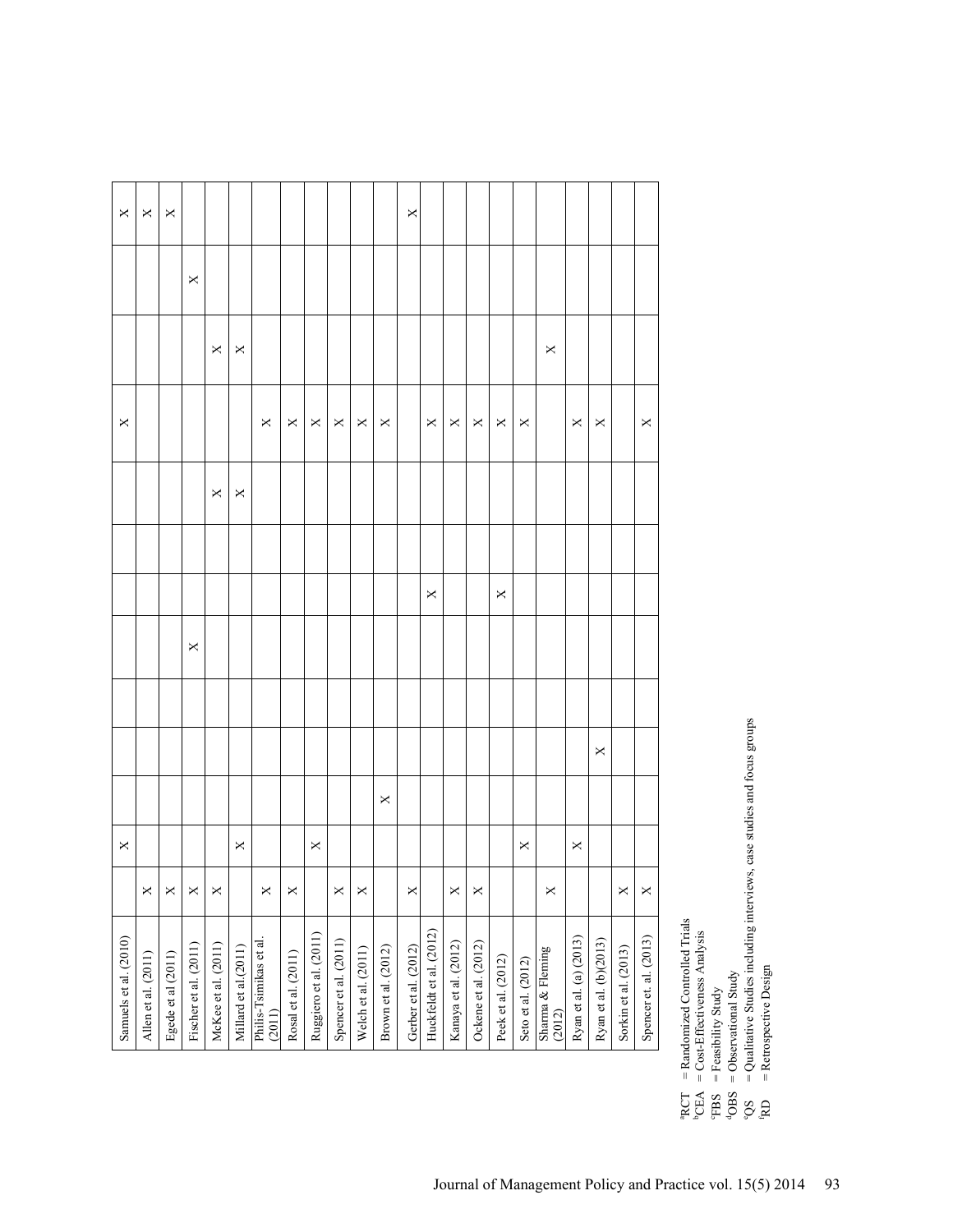| Study | | | | | | | | | | | | | |
|---|---|---|---|---|---|---|---|---|---|---|---|---|---|
| Samuels et al. (2010) | | X | | | | | | | | X | | | X |
| Allen et al. (2011) | X | | | | | | | | | | | | X |
| Egede et al (2011) | X | | | | | | | | | | | | X |
| Fischer et al. (2011) | X | | | | | X | | | | | | X | |
| McKee et al. (2011) | X | | | | | | | | X | | X | | |
| Millard et al.(2011) | | X | | | | | | | X | | X | | |
| Philis-Tsimikas et al. (2011) | X | | | | | | | | | X | | | |
| Rosal et al. (2011) | X | | | | | | | | | X | | | |
| Ruggiero et al. (2011) | | X | | | | | | | | X | | | |
| Spencer et al. (2011) | X | | | | | | | | | X | | | |
| Welch et al. (2011) | X | | | | | | | | | X | | | |
| Brown et al. (2012) | | | X | | | | | | | X | | | |
| Gerber et al. (2012) | X | | | | | | | | | | | | X |
| Huckfeldt et al. (2012) | | | | | | | X | | | X | | | |
| Kanaya et al. (2012) | X | | | | | | | | | X | | | |
| Ockene et al. (2012) | X | | | | | | | | | X | | | |
| Peek et al. (2012) | | | | | | | X | | | X | | | |
| Seto et al. (2012) | | X | | | | | | | | X | | | |
| Sharma & Fleming (2012) | X | | | | | | | | | | X | | |
| Ryan et al. (a) (2013) | | X | | | | | | | | X | | | |
| Ryan et al. (b)(2013) | | | | X | | | | | | X | | | |
| Sorkin et al. (2013) | X | | | | | | | | | | | | |
| Spencer et. al. (2013) | X | | | | | | | | | X | | | |

[a]RCT = Randomized Controlled Trials
[b]CEA = Cost-Effectiveness Analysis
[c]FBS = Feasibility Study
[d]OBS = Observational Study
[e]QS = Qualitative Studies including interviews, case studies and focus groups
[f]RD = Retrospective Design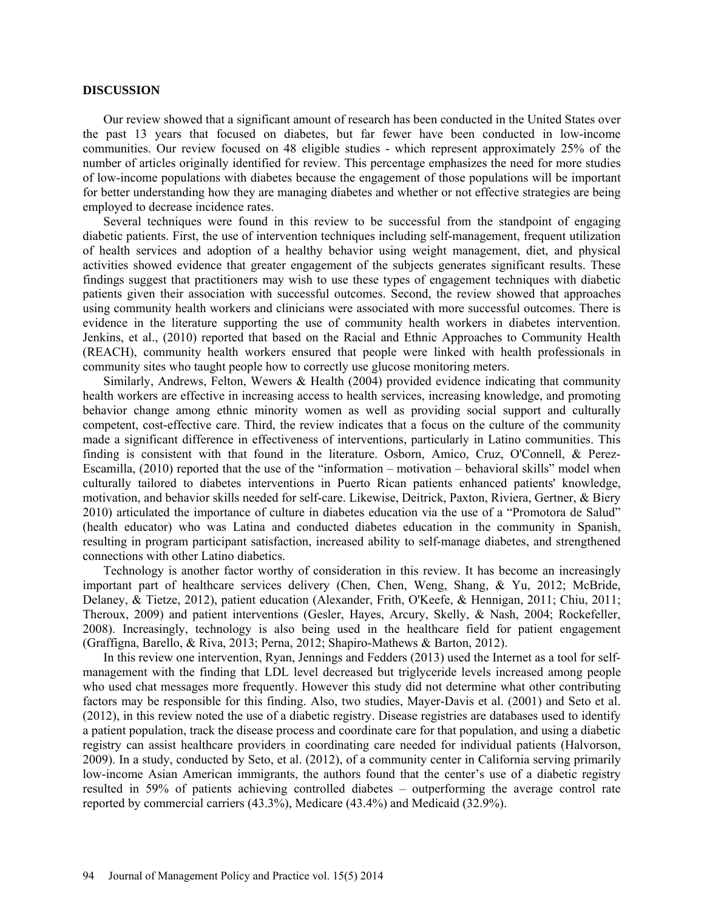## DISCUSSION

Our review showed that a significant amount of research has been conducted in the United States over the past 13 years that focused on diabetes, but far fewer have been conducted in low-income communities. Our review focused on 48 eligible studies - which represent approximately 25% of the number of articles originally identified for review. This percentage emphasizes the need for more studies of low-income populations with diabetes because the engagement of those populations will be important for better understanding how they are managing diabetes and whether or not effective strategies are being employed to decrease incidence rates.

Several techniques were found in this review to be successful from the standpoint of engaging diabetic patients. First, the use of intervention techniques including self-management, frequent utilization of health services and adoption of a healthy behavior using weight management, diet, and physical activities showed evidence that greater engagement of the subjects generates significant results. These findings suggest that practitioners may wish to use these types of engagement techniques with diabetic patients given their association with successful outcomes. Second, the review showed that approaches using community health workers and clinicians were associated with more successful outcomes. There is evidence in the literature supporting the use of community health workers in diabetes intervention. Jenkins, et al., (2010) reported that based on the Racial and Ethnic Approaches to Community Health (REACH), community health workers ensured that people were linked with health professionals in community sites who taught people how to correctly use glucose monitoring meters.

Similarly, Andrews, Felton, Wewers & Health (2004) provided evidence indicating that community health workers are effective in increasing access to health services, increasing knowledge, and promoting behavior change among ethnic minority women as well as providing social support and culturally competent, cost-effective care. Third, the review indicates that a focus on the culture of the community made a significant difference in effectiveness of interventions, particularly in Latino communities. This finding is consistent with that found in the literature. Osborn, Amico, Cruz, O'Connell, & Perez-Escamilla, (2010) reported that the use of the "information – motivation – behavioral skills" model when culturally tailored to diabetes interventions in Puerto Rican patients enhanced patients' knowledge, motivation, and behavior skills needed for self-care. Likewise, Deitrick, Paxton, Riviera, Gertner, & Biery 2010) articulated the importance of culture in diabetes education via the use of a "Promotora de Salud" (health educator) who was Latina and conducted diabetes education in the community in Spanish, resulting in program participant satisfaction, increased ability to self-manage diabetes, and strengthened connections with other Latino diabetics.

Technology is another factor worthy of consideration in this review. It has become an increasingly important part of healthcare services delivery (Chen, Chen, Weng, Shang, & Yu, 2012; McBride, Delaney, & Tietze, 2012), patient education (Alexander, Frith, O'Keefe, & Hennigan, 2011; Chiu, 2011; Theroux, 2009) and patient interventions (Gesler, Hayes, Arcury, Skelly, & Nash, 2004; Rockefeller, 2008). Increasingly, technology is also being used in the healthcare field for patient engagement (Graffigna, Barello, & Riva, 2013; Perna, 2012; Shapiro-Mathews & Barton, 2012).

In this review one intervention, Ryan, Jennings and Fedders (2013) used the Internet as a tool for self-management with the finding that LDL level decreased but triglyceride levels increased among people who used chat messages more frequently. However this study did not determine what other contributing factors may be responsible for this finding. Also, two studies, Mayer-Davis et al. (2001) and Seto et al. (2012), in this review noted the use of a diabetic registry. Disease registries are databases used to identify a patient population, track the disease process and coordinate care for that population, and using a diabetic registry can assist healthcare providers in coordinating care needed for individual patients (Halvorson, 2009). In a study, conducted by Seto, et al. (2012), of a community center in California serving primarily low-income Asian American immigrants, the authors found that the center's use of a diabetic registry resulted in 59% of patients achieving controlled diabetes – outperforming the average control rate reported by commercial carriers (43.3%), Medicare (43.4%) and Medicaid (32.9%).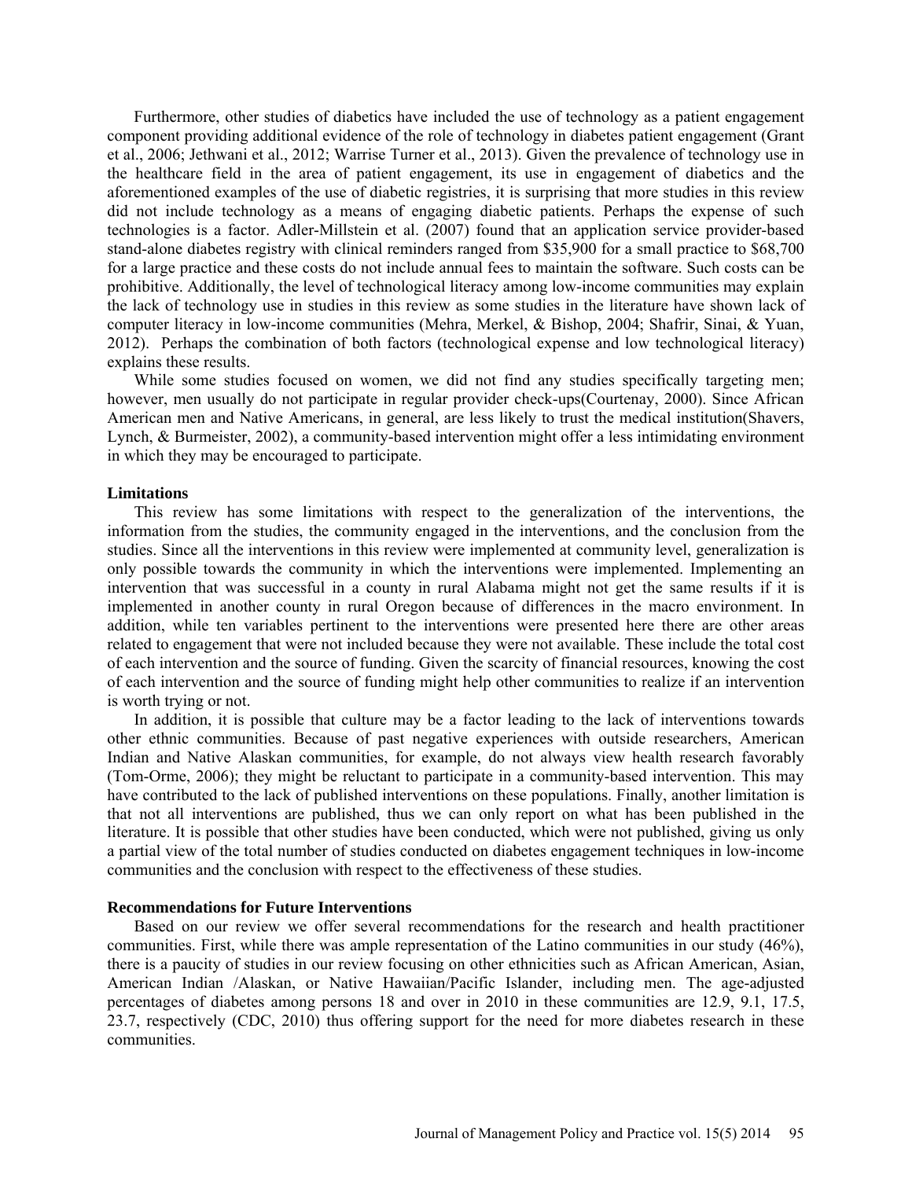Furthermore, other studies of diabetics have included the use of technology as a patient engagement component providing additional evidence of the role of technology in diabetes patient engagement (Grant et al., 2006; Jethwani et al., 2012; Warrise Turner et al., 2013). Given the prevalence of technology use in the healthcare field in the area of patient engagement, its use in engagement of diabetics and the aforementioned examples of the use of diabetic registries, it is surprising that more studies in this review did not include technology as a means of engaging diabetic patients. Perhaps the expense of such technologies is a factor. Adler-Millstein et al. (2007) found that an application service provider-based stand-alone diabetes registry with clinical reminders ranged from $35,900 for a small practice to $68,700 for a large practice and these costs do not include annual fees to maintain the software. Such costs can be prohibitive. Additionally, the level of technological literacy among low-income communities may explain the lack of technology use in studies in this review as some studies in the literature have shown lack of computer literacy in low-income communities (Mehra, Merkel, & Bishop, 2004; Shafrir, Sinai, & Yuan, 2012). Perhaps the combination of both factors (technological expense and low technological literacy) explains these results.

While some studies focused on women, we did not find any studies specifically targeting men; however, men usually do not participate in regular provider check-ups(Courtenay, 2000). Since African American men and Native Americans, in general, are less likely to trust the medical institution(Shavers, Lynch, & Burmeister, 2002), a community-based intervention might offer a less intimidating environment in which they may be encouraged to participate.

**Limitations**

This review has some limitations with respect to the generalization of the interventions, the information from the studies, the community engaged in the interventions, and the conclusion from the studies. Since all the interventions in this review were implemented at community level, generalization is only possible towards the community in which the interventions were implemented. Implementing an intervention that was successful in a county in rural Alabama might not get the same results if it is implemented in another county in rural Oregon because of differences in the macro environment. In addition, while ten variables pertinent to the interventions were presented here there are other areas related to engagement that were not included because they were not available. These include the total cost of each intervention and the source of funding. Given the scarcity of financial resources, knowing the cost of each intervention and the source of funding might help other communities to realize if an intervention is worth trying or not.

In addition, it is possible that culture may be a factor leading to the lack of interventions towards other ethnic communities. Because of past negative experiences with outside researchers, American Indian and Native Alaskan communities, for example, do not always view health research favorably (Tom-Orme, 2006); they might be reluctant to participate in a community-based intervention. This may have contributed to the lack of published interventions on these populations. Finally, another limitation is that not all interventions are published, thus we can only report on what has been published in the literature. It is possible that other studies have been conducted, which were not published, giving us only a partial view of the total number of studies conducted on diabetes engagement techniques in low-income communities and the conclusion with respect to the effectiveness of these studies.

**Recommendations for Future Interventions**

Based on our review we offer several recommendations for the research and health practitioner communities. First, while there was ample representation of the Latino communities in our study (46%), there is a paucity of studies in our review focusing on other ethnicities such as African American, Asian, American Indian /Alaskan, or Native Hawaiian/Pacific Islander, including men. The age-adjusted percentages of diabetes among persons 18 and over in 2010 in these communities are 12.9, 9.1, 17.5, 23.7, respectively (CDC, 2010) thus offering support for the need for more diabetes research in these communities.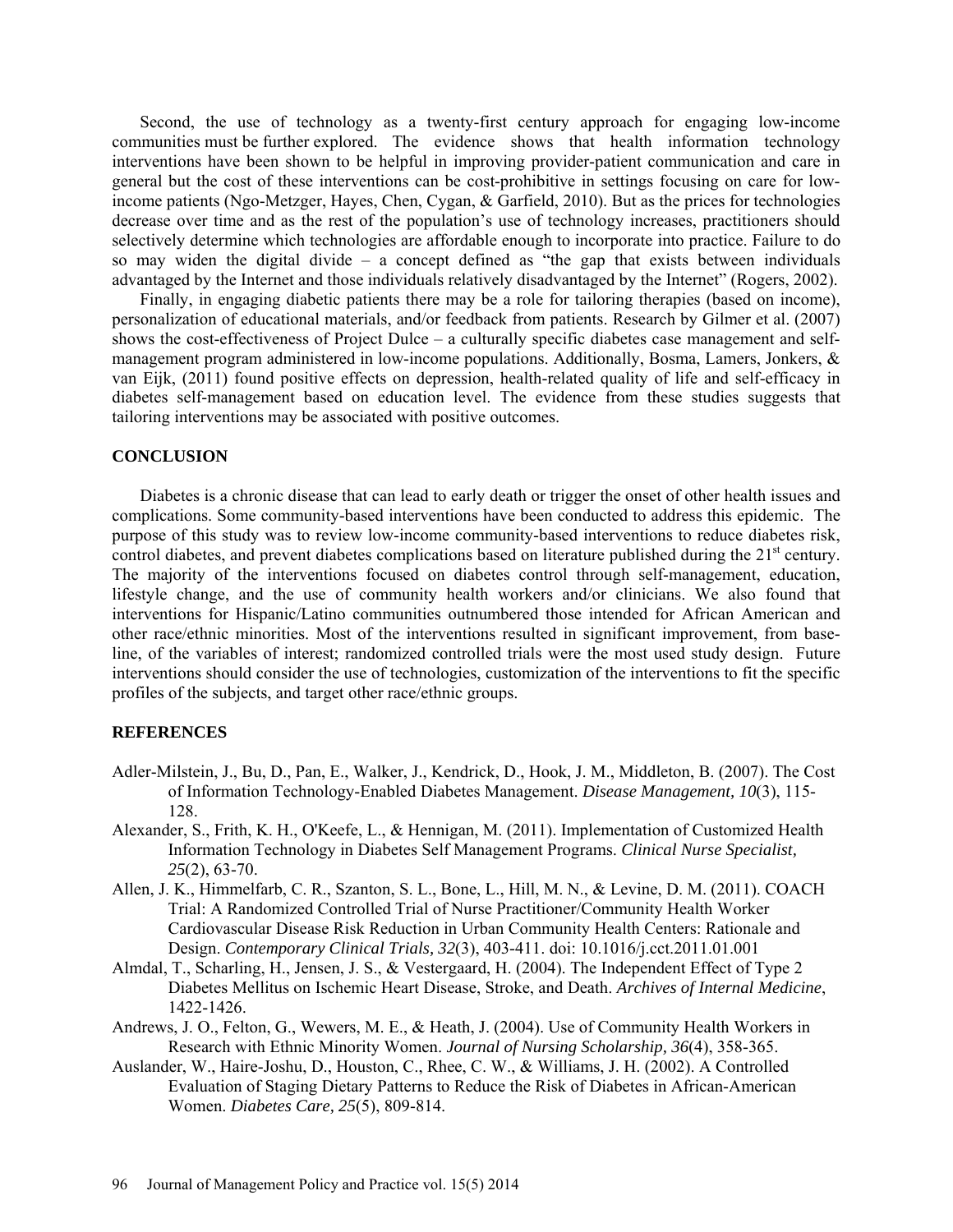Second, the use of technology as a twenty-first century approach for engaging low-income communities must be further explored. The evidence shows that health information technology interventions have been shown to be helpful in improving provider-patient communication and care in general but the cost of these interventions can be cost-prohibitive in settings focusing on care for low-income patients (Ngo-Metzger, Hayes, Chen, Cygan, & Garfield, 2010). But as the prices for technologies decrease over time and as the rest of the population's use of technology increases, practitioners should selectively determine which technologies are affordable enough to incorporate into practice. Failure to do so may widen the digital divide – a concept defined as "the gap that exists between individuals advantaged by the Internet and those individuals relatively disadvantaged by the Internet" (Rogers, 2002).

Finally, in engaging diabetic patients there may be a role for tailoring therapies (based on income), personalization of educational materials, and/or feedback from patients. Research by Gilmer et al. (2007) shows the cost-effectiveness of Project Dulce – a culturally specific diabetes case management and self-management program administered in low-income populations. Additionally, Bosma, Lamers, Jonkers, & van Eijk, (2011) found positive effects on depression, health-related quality of life and self-efficacy in diabetes self-management based on education level. The evidence from these studies suggests that tailoring interventions may be associated with positive outcomes.

## CONCLUSION

Diabetes is a chronic disease that can lead to early death or trigger the onset of other health issues and complications. Some community-based interventions have been conducted to address this epidemic. The purpose of this study was to review low-income community-based interventions to reduce diabetes risk, control diabetes, and prevent diabetes complications based on literature published during the 21st century. The majority of the interventions focused on diabetes control through self-management, education, lifestyle change, and the use of community health workers and/or clinicians. We also found that interventions for Hispanic/Latino communities outnumbered those intended for African American and other race/ethnic minorities. Most of the interventions resulted in significant improvement, from base-line, of the variables of interest; randomized controlled trials were the most used study design. Future interventions should consider the use of technologies, customization of the interventions to fit the specific profiles of the subjects, and target other race/ethnic groups.

## REFERENCES

Adler-Milstein, J., Bu, D., Pan, E., Walker, J., Kendrick, D., Hook, J. M., Middleton, B. (2007). The Cost of Information Technology-Enabled Diabetes Management. *Disease Management, 10*(3), 115-128.

Alexander, S., Frith, K. H., O'Keefe, L., & Hennigan, M. (2011). Implementation of Customized Health Information Technology in Diabetes Self Management Programs. *Clinical Nurse Specialist, 25*(2), 63-70.

Allen, J. K., Himmelfarb, C. R., Szanton, S. L., Bone, L., Hill, M. N., & Levine, D. M. (2011). COACH Trial: A Randomized Controlled Trial of Nurse Practitioner/Community Health Worker Cardiovascular Disease Risk Reduction in Urban Community Health Centers: Rationale and Design. *Contemporary Clinical Trials, 32*(3), 403-411. doi: 10.1016/j.cct.2011.01.001

Almdal, T., Scharling, H., Jensen, J. S., & Vestergaard, H. (2004). The Independent Effect of Type 2 Diabetes Mellitus on Ischemic Heart Disease, Stroke, and Death. *Archives of Internal Medicine*, 1422-1426.

Andrews, J. O., Felton, G., Wewers, M. E., & Heath, J. (2004). Use of Community Health Workers in Research with Ethnic Minority Women. *Journal of Nursing Scholarship, 36*(4), 358-365.

Auslander, W., Haire-Joshu, D., Houston, C., Rhee, C. W., & Williams, J. H. (2002). A Controlled Evaluation of Staging Dietary Patterns to Reduce the Risk of Diabetes in African-American Women. *Diabetes Care, 25*(5), 809-814.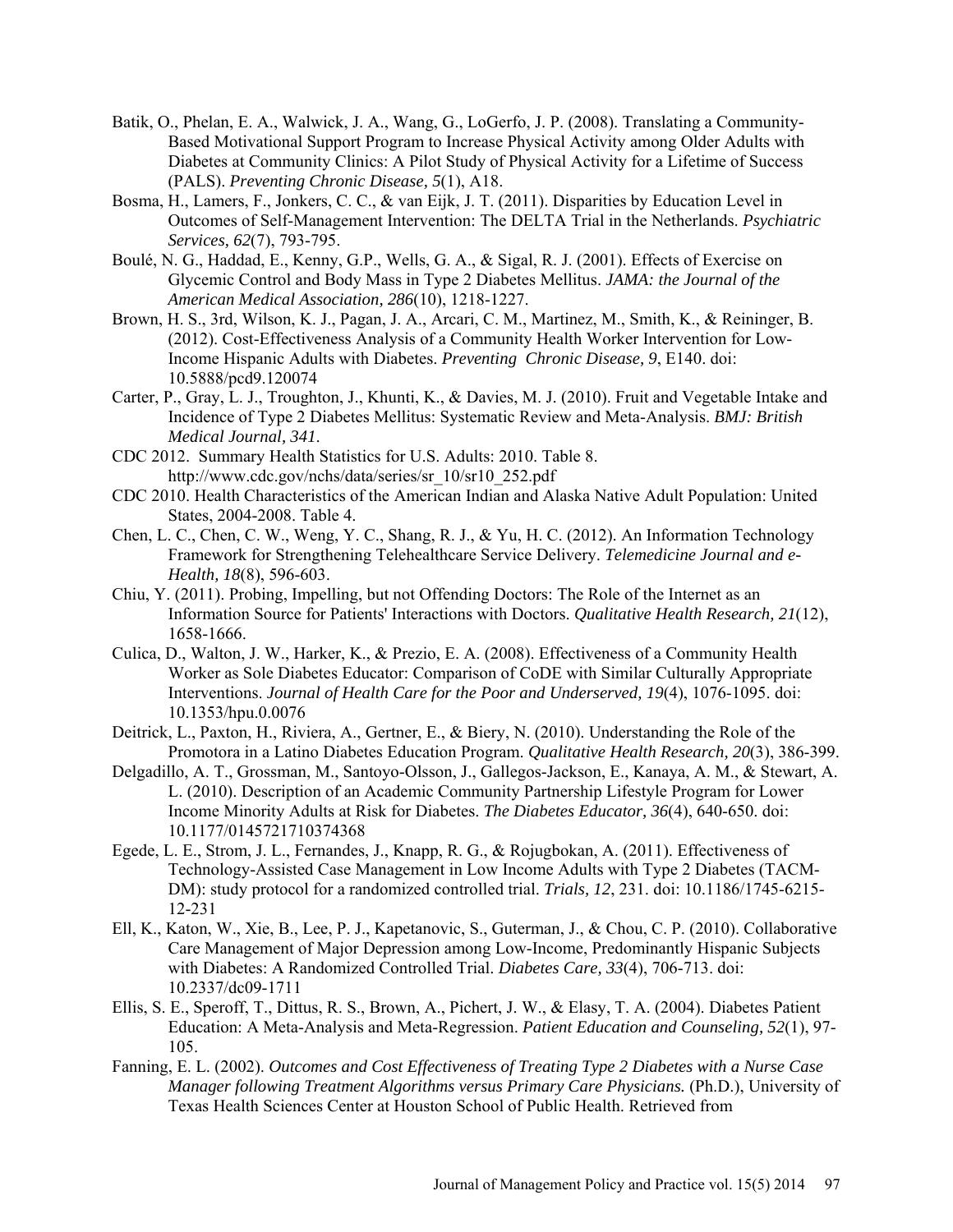Batik, O., Phelan, E. A., Walwick, J. A., Wang, G., LoGerfo, J. P. (2008). Translating a Community-Based Motivational Support Program to Increase Physical Activity among Older Adults with Diabetes at Community Clinics: A Pilot Study of Physical Activity for a Lifetime of Success (PALS). *Preventing Chronic Disease, 5*(1), A18.

Bosma, H., Lamers, F., Jonkers, C. C., & van Eijk, J. T. (2011). Disparities by Education Level in Outcomes of Self-Management Intervention: The DELTA Trial in the Netherlands. *Psychiatric Services, 62*(7), 793-795.

Boulé, N. G., Haddad, E., Kenny, G.P., Wells, G. A., & Sigal, R. J. (2001). Effects of Exercise on Glycemic Control and Body Mass in Type 2 Diabetes Mellitus. *JAMA: the Journal of the American Medical Association, 286*(10), 1218-1227.

Brown, H. S., 3rd, Wilson, K. J., Pagan, J. A., Arcari, C. M., Martinez, M., Smith, K., & Reininger, B. (2012). Cost-Effectiveness Analysis of a Community Health Worker Intervention for Low-Income Hispanic Adults with Diabetes. *Preventing Chronic Disease, 9*, E140. doi: 10.5888/pcd9.120074

Carter, P., Gray, L. J., Troughton, J., Khunti, K., & Davies, M. J. (2010). Fruit and Vegetable Intake and Incidence of Type 2 Diabetes Mellitus: Systematic Review and Meta-Analysis. *BMJ: British Medical Journal, 341*.

CDC 2012. Summary Health Statistics for U.S. Adults: 2010. Table 8. http://www.cdc.gov/nchs/data/series/sr_10/sr10_252.pdf

CDC 2010. Health Characteristics of the American Indian and Alaska Native Adult Population: United States, 2004-2008. Table 4.

Chen, L. C., Chen, C. W., Weng, Y. C., Shang, R. J., & Yu, H. C. (2012). An Information Technology Framework for Strengthening Telehealthcare Service Delivery. *Telemedicine Journal and e-Health, 18*(8), 596-603.

Chiu, Y. (2011). Probing, Impelling, but not Offending Doctors: The Role of the Internet as an Information Source for Patients' Interactions with Doctors. *Qualitative Health Research, 21*(12), 1658-1666.

Culica, D., Walton, J. W., Harker, K., & Prezio, E. A. (2008). Effectiveness of a Community Health Worker as Sole Diabetes Educator: Comparison of CoDE with Similar Culturally Appropriate Interventions. *Journal of Health Care for the Poor and Underserved, 19*(4), 1076-1095. doi: 10.1353/hpu.0.0076

Deitrick, L., Paxton, H., Riviera, A., Gertner, E., & Biery, N. (2010). Understanding the Role of the Promotora in a Latino Diabetes Education Program. *Qualitative Health Research, 20*(3), 386-399.

Delgadillo, A. T., Grossman, M., Santoyo-Olsson, J., Gallegos-Jackson, E., Kanaya, A. M., & Stewart, A. L. (2010). Description of an Academic Community Partnership Lifestyle Program for Lower Income Minority Adults at Risk for Diabetes. *The Diabetes Educator, 36*(4), 640-650. doi: 10.1177/0145721710374368

Egede, L. E., Strom, J. L., Fernandes, J., Knapp, R. G., & Rojugbokan, A. (2011). Effectiveness of Technology-Assisted Case Management in Low Income Adults with Type 2 Diabetes (TACM-DM): study protocol for a randomized controlled trial. *Trials, 12*, 231. doi: 10.1186/1745-6215-12-231

Ell, K., Katon, W., Xie, B., Lee, P. J., Kapetanovic, S., Guterman, J., & Chou, C. P. (2010). Collaborative Care Management of Major Depression among Low-Income, Predominantly Hispanic Subjects with Diabetes: A Randomized Controlled Trial. *Diabetes Care, 33*(4), 706-713. doi: 10.2337/dc09-1711

Ellis, S. E., Speroff, T., Dittus, R. S., Brown, A., Pichert, J. W., & Elasy, T. A. (2004). Diabetes Patient Education: A Meta-Analysis and Meta-Regression. *Patient Education and Counseling, 52*(1), 97-105.

Fanning, E. L. (2002). *Outcomes and Cost Effectiveness of Treating Type 2 Diabetes with a Nurse Case Manager following Treatment Algorithms versus Primary Care Physicians.* (Ph.D.), University of Texas Health Sciences Center at Houston School of Public Health. Retrieved from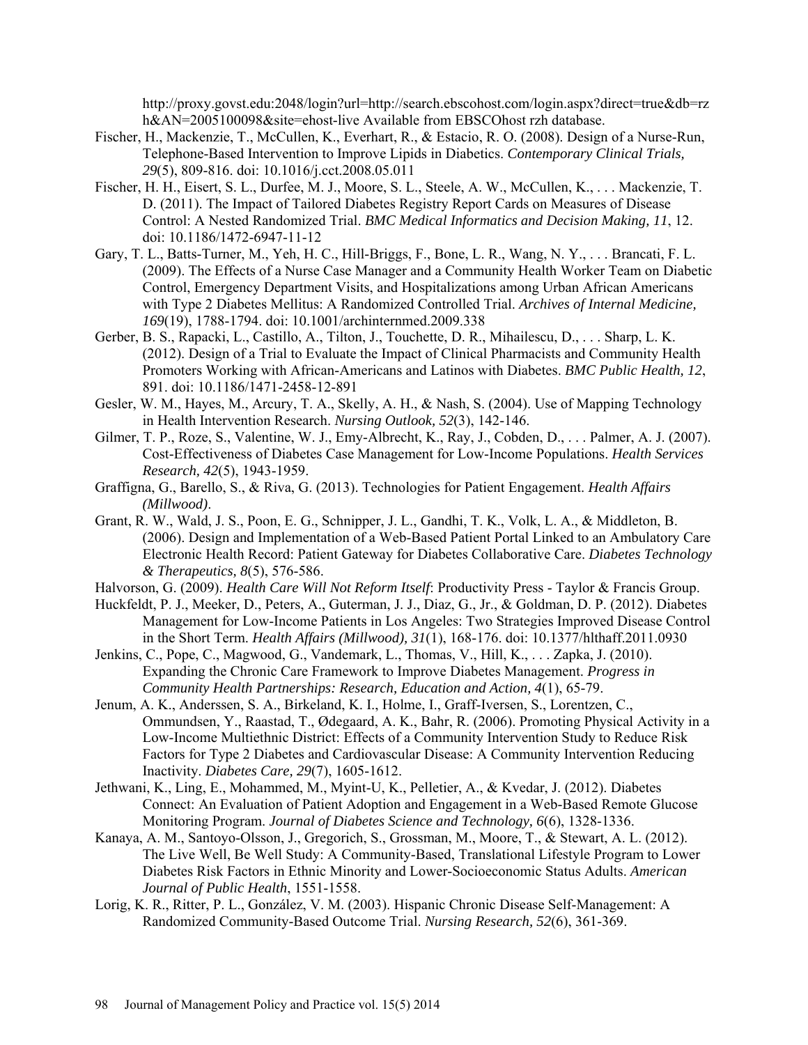http://proxy.govst.edu:2048/login?url=http://search.ebscohost.com/login.aspx?direct=true&db=rzh&AN=2005100098&site=ehost-live Available from EBSCOhost rzh database.

Fischer, H., Mackenzie, T., McCullen, K., Everhart, R., & Estacio, R. O. (2008). Design of a Nurse-Run, Telephone-Based Intervention to Improve Lipids in Diabetics. *Contemporary Clinical Trials, 29*(5), 809-816. doi: 10.1016/j.cct.2008.05.011

Fischer, H. H., Eisert, S. L., Durfee, M. J., Moore, S. L., Steele, A. W., McCullen, K., . . . Mackenzie, T. D. (2011). The Impact of Tailored Diabetes Registry Report Cards on Measures of Disease Control: A Nested Randomized Trial. *BMC Medical Informatics and Decision Making, 11*, 12. doi: 10.1186/1472-6947-11-12

Gary, T. L., Batts-Turner, M., Yeh, H. C., Hill-Briggs, F., Bone, L. R., Wang, N. Y., . . . Brancati, F. L. (2009). The Effects of a Nurse Case Manager and a Community Health Worker Team on Diabetic Control, Emergency Department Visits, and Hospitalizations among Urban African Americans with Type 2 Diabetes Mellitus: A Randomized Controlled Trial. *Archives of Internal Medicine, 169*(19), 1788-1794. doi: 10.1001/archinternmed.2009.338

Gerber, B. S., Rapacki, L., Castillo, A., Tilton, J., Touchette, D. R., Mihailescu, D., . . . Sharp, L. K. (2012). Design of a Trial to Evaluate the Impact of Clinical Pharmacists and Community Health Promoters Working with African-Americans and Latinos with Diabetes. *BMC Public Health, 12*, 891. doi: 10.1186/1471-2458-12-891

Gesler, W. M., Hayes, M., Arcury, T. A., Skelly, A. H., & Nash, S. (2004). Use of Mapping Technology in Health Intervention Research. *Nursing Outlook, 52*(3), 142-146.

Gilmer, T. P., Roze, S., Valentine, W. J., Emy-Albrecht, K., Ray, J., Cobden, D., . . . Palmer, A. J. (2007). Cost-Effectiveness of Diabetes Case Management for Low-Income Populations. *Health Services Research, 42*(5), 1943-1959.

Graffigna, G., Barello, S., & Riva, G. (2013). Technologies for Patient Engagement. *Health Affairs (Millwood)*.

Grant, R. W., Wald, J. S., Poon, E. G., Schnipper, J. L., Gandhi, T. K., Volk, L. A., & Middleton, B. (2006). Design and Implementation of a Web-Based Patient Portal Linked to an Ambulatory Care Electronic Health Record: Patient Gateway for Diabetes Collaborative Care. *Diabetes Technology & Therapeutics, 8*(5), 576-586.

Halvorson, G. (2009). *Health Care Will Not Reform Itself*: Productivity Press - Taylor & Francis Group.

Huckfeldt, P. J., Meeker, D., Peters, A., Guterman, J. J., Diaz, G., Jr., & Goldman, D. P. (2012). Diabetes Management for Low-Income Patients in Los Angeles: Two Strategies Improved Disease Control in the Short Term. *Health Affairs (Millwood), 31*(1), 168-176. doi: 10.1377/hlthaff.2011.0930

Jenkins, C., Pope, C., Magwood, G., Vandemark, L., Thomas, V., Hill, K., . . . Zapka, J. (2010). Expanding the Chronic Care Framework to Improve Diabetes Management. *Progress in Community Health Partnerships: Research, Education and Action, 4*(1), 65-79.

Jenum, A. K., Anderssen, S. A., Birkeland, K. I., Holme, I., Graff-Iversen, S., Lorentzen, C., Ommundsen, Y., Raastad, T., Ødegaard, A. K., Bahr, R. (2006). Promoting Physical Activity in a Low-Income Multiethnic District: Effects of a Community Intervention Study to Reduce Risk Factors for Type 2 Diabetes and Cardiovascular Disease: A Community Intervention Reducing Inactivity. *Diabetes Care, 29*(7), 1605-1612.

Jethwani, K., Ling, E., Mohammed, M., Myint-U, K., Pelletier, A., & Kvedar, J. (2012). Diabetes Connect: An Evaluation of Patient Adoption and Engagement in a Web-Based Remote Glucose Monitoring Program. *Journal of Diabetes Science and Technology, 6*(6), 1328-1336.

Kanaya, A. M., Santoyo-Olsson, J., Gregorich, S., Grossman, M., Moore, T., & Stewart, A. L. (2012). The Live Well, Be Well Study: A Community-Based, Translational Lifestyle Program to Lower Diabetes Risk Factors in Ethnic Minority and Lower-Socioeconomic Status Adults. *American Journal of Public Health*, 1551-1558.

Lorig, K. R., Ritter, P. L., González, V. M. (2003). Hispanic Chronic Disease Self-Management: A Randomized Community-Based Outcome Trial. *Nursing Research, 52*(6), 361-369.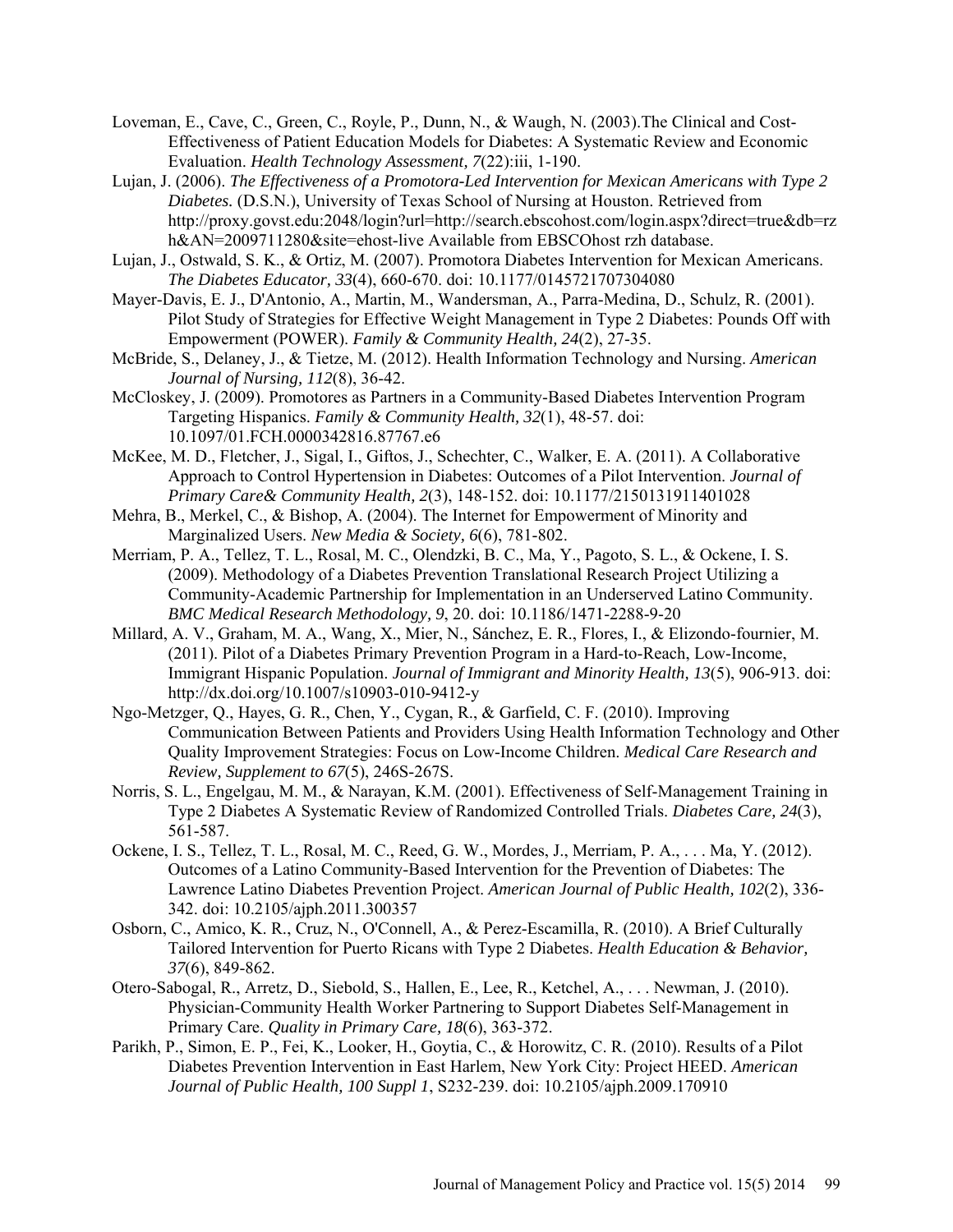Loveman, E., Cave, C., Green, C., Royle, P., Dunn, N., & Waugh, N. (2003).The Clinical and Cost-Effectiveness of Patient Education Models for Diabetes: A Systematic Review and Economic Evaluation. *Health Technology Assessment, 7*(22):iii, 1-190.

Lujan, J. (2006). *The Effectiveness of a Promotora-Led Intervention for Mexican Americans with Type 2 Diabetes.* (D.S.N.), University of Texas School of Nursing at Houston. Retrieved from http://proxy.govst.edu:2048/login?url=http://search.ebscohost.com/login.aspx?direct=true&db=rzh&AN=2009711280&site=ehost-live Available from EBSCOhost rzh database.

Lujan, J., Ostwald, S. K., & Ortiz, M. (2007). Promotora Diabetes Intervention for Mexican Americans. *The Diabetes Educator, 33*(4), 660-670. doi: 10.1177/0145721707304080

Mayer-Davis, E. J., D'Antonio, A., Martin, M., Wandersman, A., Parra-Medina, D., Schulz, R. (2001). Pilot Study of Strategies for Effective Weight Management in Type 2 Diabetes: Pounds Off with Empowerment (POWER). *Family & Community Health, 24*(2), 27-35.

McBride, S., Delaney, J., & Tietze, M. (2012). Health Information Technology and Nursing. *American Journal of Nursing, 112*(8), 36-42.

McCloskey, J. (2009). Promotores as Partners in a Community-Based Diabetes Intervention Program Targeting Hispanics. *Family & Community Health, 32*(1), 48-57. doi: 10.1097/01.FCH.0000342816.87767.e6

McKee, M. D., Fletcher, J., Sigal, I., Giftos, J., Schechter, C., Walker, E. A. (2011). A Collaborative Approach to Control Hypertension in Diabetes: Outcomes of a Pilot Intervention. *Journal of Primary Care& Community Health, 2*(3), 148-152. doi: 10.1177/2150131911401028

Mehra, B., Merkel, C., & Bishop, A. (2004). The Internet for Empowerment of Minority and Marginalized Users. *New Media & Society, 6*(6), 781-802.

Merriam, P. A., Tellez, T. L., Rosal, M. C., Olendzki, B. C., Ma, Y., Pagoto, S. L., & Ockene, I. S. (2009). Methodology of a Diabetes Prevention Translational Research Project Utilizing a Community-Academic Partnership for Implementation in an Underserved Latino Community. *BMC Medical Research Methodology, 9*, 20. doi: 10.1186/1471-2288-9-20

Millard, A. V., Graham, M. A., Wang, X., Mier, N., Sánchez, E. R., Flores, I., & Elizondo-fournier, M. (2011). Pilot of a Diabetes Primary Prevention Program in a Hard-to-Reach, Low-Income, Immigrant Hispanic Population. *Journal of Immigrant and Minority Health, 13*(5), 906-913. doi: http://dx.doi.org/10.1007/s10903-010-9412-y

Ngo-Metzger, Q., Hayes, G. R., Chen, Y., Cygan, R., & Garfield, C. F. (2010). Improving Communication Between Patients and Providers Using Health Information Technology and Other Quality Improvement Strategies: Focus on Low-Income Children. *Medical Care Research and Review, Supplement to 67*(5), 246S-267S.

Norris, S. L., Engelgau, M. M., & Narayan, K.M. (2001). Effectiveness of Self-Management Training in Type 2 Diabetes A Systematic Review of Randomized Controlled Trials. *Diabetes Care, 24*(3), 561-587.

Ockene, I. S., Tellez, T. L., Rosal, M. C., Reed, G. W., Mordes, J., Merriam, P. A., . . . Ma, Y. (2012). Outcomes of a Latino Community-Based Intervention for the Prevention of Diabetes: The Lawrence Latino Diabetes Prevention Project. *American Journal of Public Health, 102*(2), 336-342. doi: 10.2105/ajph.2011.300357

Osborn, C., Amico, K. R., Cruz, N., O'Connell, A., & Perez-Escamilla, R. (2010). A Brief Culturally Tailored Intervention for Puerto Ricans with Type 2 Diabetes. *Health Education & Behavior, 37*(6), 849-862.

Otero-Sabogal, R., Arretz, D., Siebold, S., Hallen, E., Lee, R., Ketchel, A., . . . Newman, J. (2010). Physician-Community Health Worker Partnering to Support Diabetes Self-Management in Primary Care. *Quality in Primary Care, 18*(6), 363-372.

Parikh, P., Simon, E. P., Fei, K., Looker, H., Goytia, C., & Horowitz, C. R. (2010). Results of a Pilot Diabetes Prevention Intervention in East Harlem, New York City: Project HEED. *American Journal of Public Health, 100 Suppl 1*, S232-239. doi: 10.2105/ajph.2009.170910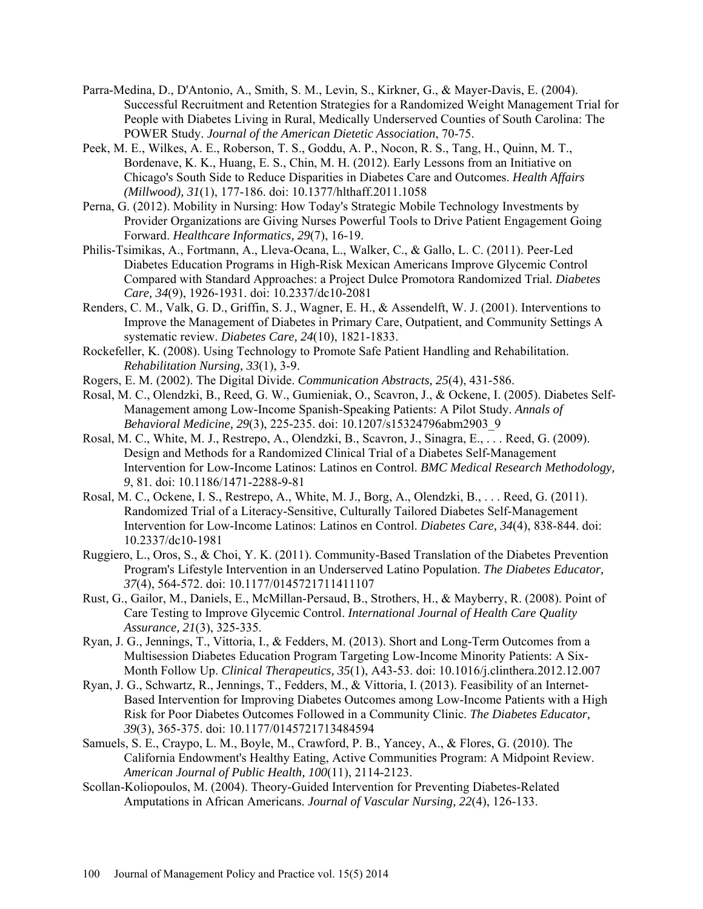Parra-Medina, D., D'Antonio, A., Smith, S. M., Levin, S., Kirkner, G., & Mayer-Davis, E. (2004). Successful Recruitment and Retention Strategies for a Randomized Weight Management Trial for People with Diabetes Living in Rural, Medically Underserved Counties of South Carolina: The POWER Study. *Journal of the American Dietetic Association*, 70-75.

Peek, M. E., Wilkes, A. E., Roberson, T. S., Goddu, A. P., Nocon, R. S., Tang, H., Quinn, M. T., Bordenave, K. K., Huang, E. S., Chin, M. H. (2012). Early Lessons from an Initiative on Chicago's South Side to Reduce Disparities in Diabetes Care and Outcomes. *Health Affairs (Millwood), 31*(1), 177-186. doi: 10.1377/hlthaff.2011.1058

Perna, G. (2012). Mobility in Nursing: How Today's Strategic Mobile Technology Investments by Provider Organizations are Giving Nurses Powerful Tools to Drive Patient Engagement Going Forward. *Healthcare Informatics, 29*(7), 16-19.

Philis-Tsimikas, A., Fortmann, A., Lleva-Ocana, L., Walker, C., & Gallo, L. C. (2011). Peer-Led Diabetes Education Programs in High-Risk Mexican Americans Improve Glycemic Control Compared with Standard Approaches: a Project Dulce Promotora Randomized Trial. *Diabetes Care, 34*(9), 1926-1931. doi: 10.2337/dc10-2081

Renders, C. M., Valk, G. D., Griffin, S. J., Wagner, E. H., & Assendelft, W. J. (2001). Interventions to Improve the Management of Diabetes in Primary Care, Outpatient, and Community Settings A systematic review. *Diabetes Care, 24*(10), 1821-1833.

Rockefeller, K. (2008). Using Technology to Promote Safe Patient Handling and Rehabilitation. *Rehabilitation Nursing, 33*(1), 3-9.

Rogers, E. M. (2002). The Digital Divide. *Communication Abstracts, 25*(4), 431-586.

Rosal, M. C., Olendzki, B., Reed, G. W., Gumieniak, O., Scavron, J., & Ockene, I. (2005). Diabetes Self-Management among Low-Income Spanish-Speaking Patients: A Pilot Study. *Annals of Behavioral Medicine, 29*(3), 225-235. doi: 10.1207/s15324796abm2903_9

Rosal, M. C., White, M. J., Restrepo, A., Olendzki, B., Scavron, J., Sinagra, E., . . . Reed, G. (2009). Design and Methods for a Randomized Clinical Trial of a Diabetes Self-Management Intervention for Low-Income Latinos: Latinos en Control. *BMC Medical Research Methodology, 9*, 81. doi: 10.1186/1471-2288-9-81

Rosal, M. C., Ockene, I. S., Restrepo, A., White, M. J., Borg, A., Olendzki, B., . . . Reed, G. (2011). Randomized Trial of a Literacy-Sensitive, Culturally Tailored Diabetes Self-Management Intervention for Low-Income Latinos: Latinos en Control. *Diabetes Care, 34*(4), 838-844. doi: 10.2337/dc10-1981

Ruggiero, L., Oros, S., & Choi, Y. K. (2011). Community-Based Translation of the Diabetes Prevention Program's Lifestyle Intervention in an Underserved Latino Population. *The Diabetes Educator, 37*(4), 564-572. doi: 10.1177/0145721711411107

Rust, G., Gailor, M., Daniels, E., McMillan-Persaud, B., Strothers, H., & Mayberry, R. (2008). Point of Care Testing to Improve Glycemic Control. *International Journal of Health Care Quality Assurance, 21*(3), 325-335.

Ryan, J. G., Jennings, T., Vittoria, I., & Fedders, M. (2013). Short and Long-Term Outcomes from a Multisession Diabetes Education Program Targeting Low-Income Minority Patients: A Six-Month Follow Up. *Clinical Therapeutics, 35*(1), A43-53. doi: 10.1016/j.clinthera.2012.12.007

Ryan, J. G., Schwartz, R., Jennings, T., Fedders, M., & Vittoria, I. (2013). Feasibility of an Internet-Based Intervention for Improving Diabetes Outcomes among Low-Income Patients with a High Risk for Poor Diabetes Outcomes Followed in a Community Clinic. *The Diabetes Educator, 39*(3), 365-375. doi: 10.1177/0145721713484594

Samuels, S. E., Craypo, L. M., Boyle, M., Crawford, P. B., Yancey, A., & Flores, G. (2010). The California Endowment's Healthy Eating, Active Communities Program: A Midpoint Review. *American Journal of Public Health, 100*(11), 2114-2123.

Scollan-Koliopoulos, M. (2004). Theory-Guided Intervention for Preventing Diabetes-Related Amputations in African Americans. *Journal of Vascular Nursing, 22*(4), 126-133.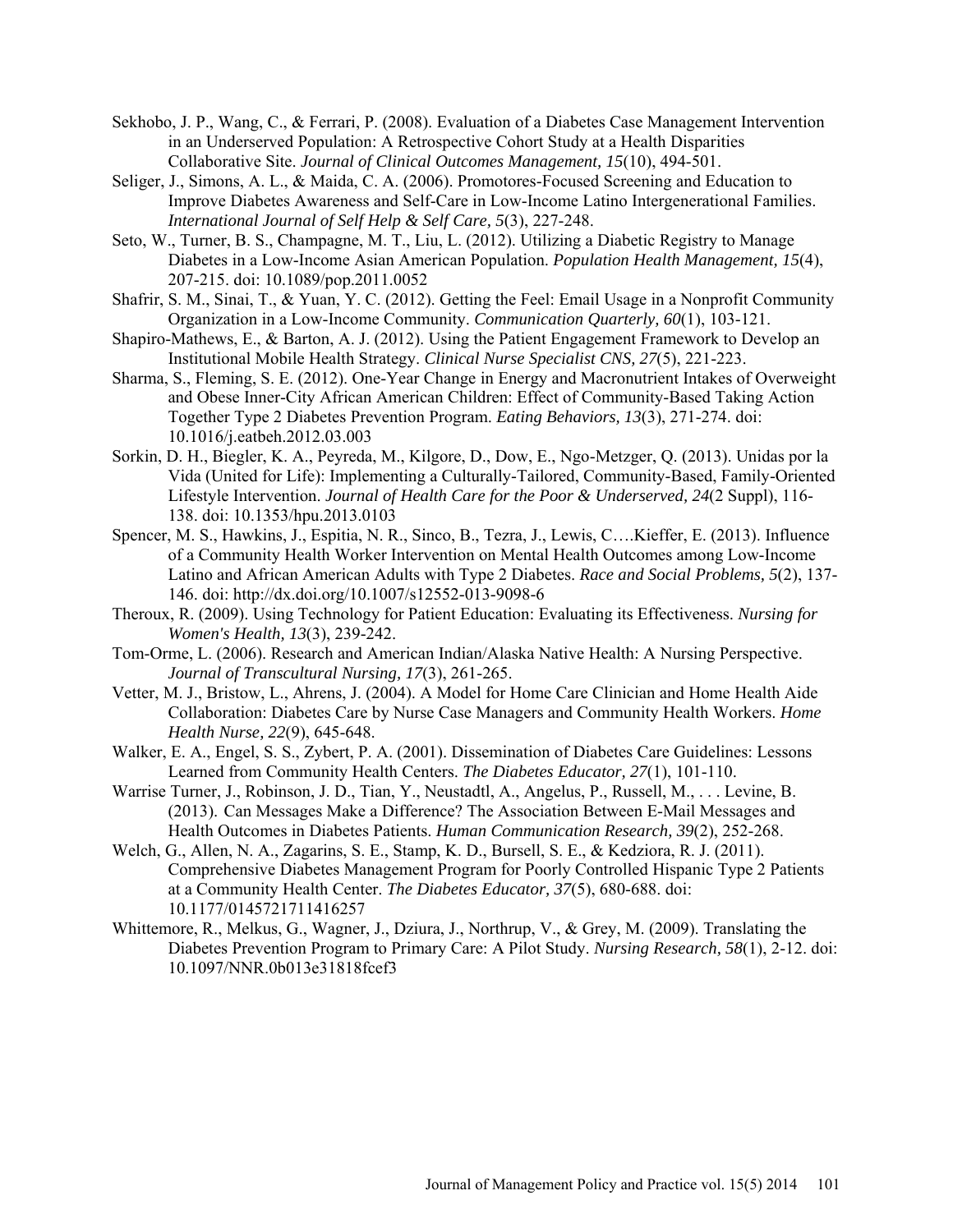Sekhobo, J. P., Wang, C., & Ferrari, P. (2008). Evaluation of a Diabetes Case Management Intervention in an Underserved Population: A Retrospective Cohort Study at a Health Disparities Collaborative Site. *Journal of Clinical Outcomes Management, 15*(10), 494-501.

Seliger, J., Simons, A. L., & Maida, C. A. (2006). Promotores-Focused Screening and Education to Improve Diabetes Awareness and Self-Care in Low-Income Latino Intergenerational Families. *International Journal of Self Help & Self Care, 5*(3), 227-248.

Seto, W., Turner, B. S., Champagne, M. T., Liu, L. (2012). Utilizing a Diabetic Registry to Manage Diabetes in a Low-Income Asian American Population. *Population Health Management, 15*(4), 207-215. doi: 10.1089/pop.2011.0052

Shafrir, S. M., Sinai, T., & Yuan, Y. C. (2012). Getting the Feel: Email Usage in a Nonprofit Community Organization in a Low-Income Community. *Communication Quarterly, 60*(1), 103-121.

Shapiro-Mathews, E., & Barton, A. J. (2012). Using the Patient Engagement Framework to Develop an Institutional Mobile Health Strategy. *Clinical Nurse Specialist CNS, 27*(5), 221-223.

Sharma, S., Fleming, S. E. (2012). One-Year Change in Energy and Macronutrient Intakes of Overweight and Obese Inner-City African American Children: Effect of Community-Based Taking Action Together Type 2 Diabetes Prevention Program. *Eating Behaviors, 13*(3), 271-274. doi: 10.1016/j.eatbeh.2012.03.003

Sorkin, D. H., Biegler, K. A., Peyreda, M., Kilgore, D., Dow, E., Ngo-Metzger, Q. (2013). Unidas por la Vida (United for Life): Implementing a Culturally-Tailored, Community-Based, Family-Oriented Lifestyle Intervention. *Journal of Health Care for the Poor & Underserved, 24*(2 Suppl), 116-138. doi: 10.1353/hpu.2013.0103

Spencer, M. S., Hawkins, J., Espitia, N. R., Sinco, B., Tezra, J., Lewis, C….Kieffer, E. (2013). Influence of a Community Health Worker Intervention on Mental Health Outcomes among Low-Income Latino and African American Adults with Type 2 Diabetes. *Race and Social Problems, 5*(2), 137-146. doi: http://dx.doi.org/10.1007/s12552-013-9098-6

Theroux, R. (2009). Using Technology for Patient Education: Evaluating its Effectiveness. *Nursing for Women's Health, 13*(3), 239-242.

Tom-Orme, L. (2006). Research and American Indian/Alaska Native Health: A Nursing Perspective. *Journal of Transcultural Nursing, 17*(3), 261-265.

Vetter, M. J., Bristow, L., Ahrens, J. (2004). A Model for Home Care Clinician and Home Health Aide Collaboration: Diabetes Care by Nurse Case Managers and Community Health Workers. *Home Health Nurse, 22*(9), 645-648.

Walker, E. A., Engel, S. S., Zybert, P. A. (2001). Dissemination of Diabetes Care Guidelines: Lessons Learned from Community Health Centers. *The Diabetes Educator, 27*(1), 101-110.

Warrise Turner, J., Robinson, J. D., Tian, Y., Neustadtl, A., Angelus, P., Russell, M., . . . Levine, B. (2013). Can Messages Make a Difference? The Association Between E-Mail Messages and Health Outcomes in Diabetes Patients. *Human Communication Research, 39*(2), 252-268.

Welch, G., Allen, N. A., Zagarins, S. E., Stamp, K. D., Bursell, S. E., & Kedziora, R. J. (2011). Comprehensive Diabetes Management Program for Poorly Controlled Hispanic Type 2 Patients at a Community Health Center. *The Diabetes Educator, 37*(5), 680-688. doi: 10.1177/0145721711416257

Whittemore, R., Melkus, G., Wagner, J., Dziura, J., Northrup, V., & Grey, M. (2009). Translating the Diabetes Prevention Program to Primary Care: A Pilot Study. *Nursing Research, 58*(1), 2-12. doi: 10.1097/NNR.0b013e31818fcef3